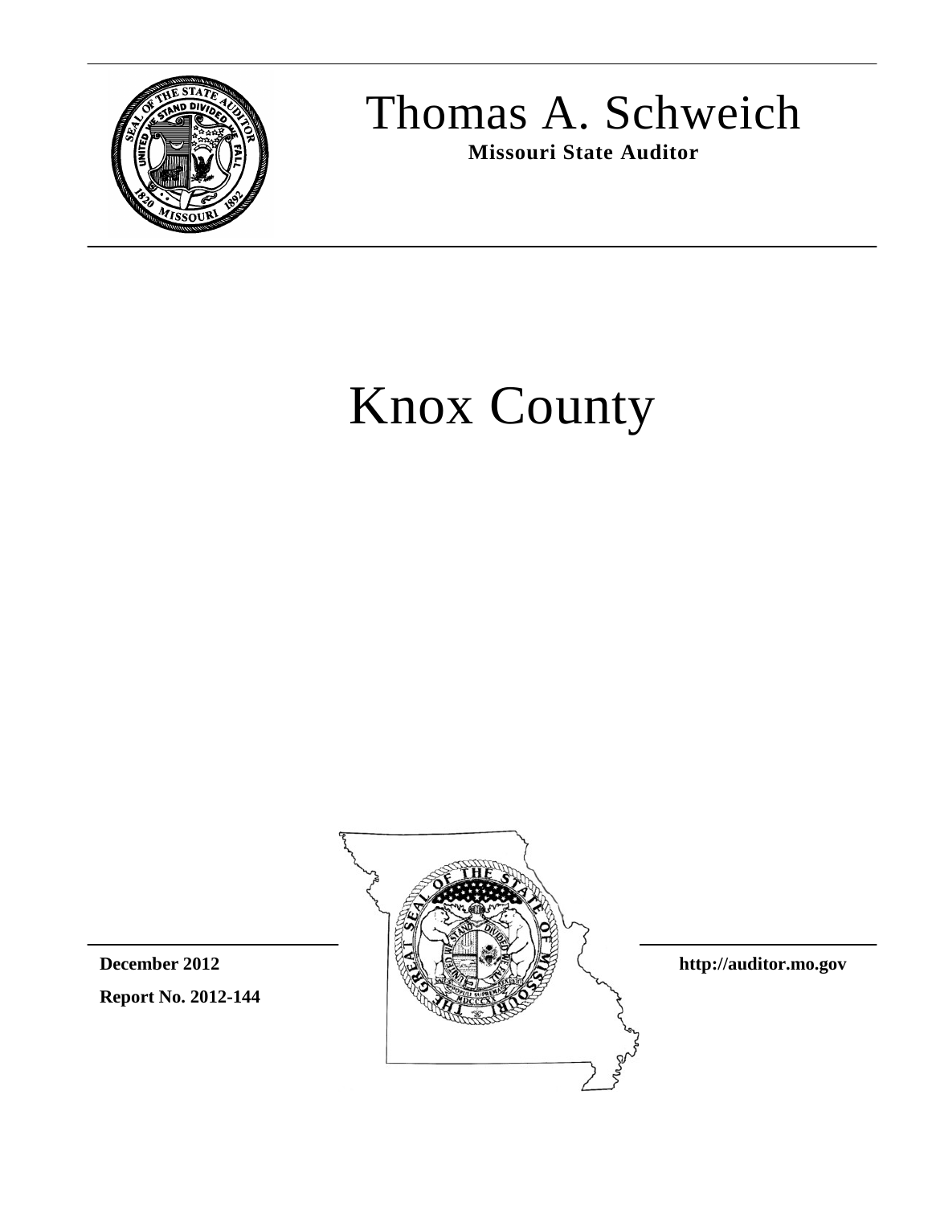# Thomas A. Schweich

**Missouri State Auditor**

# Knox County

**December 2012**

**Report No. 2012-144**

**http://auditor.mo.gov**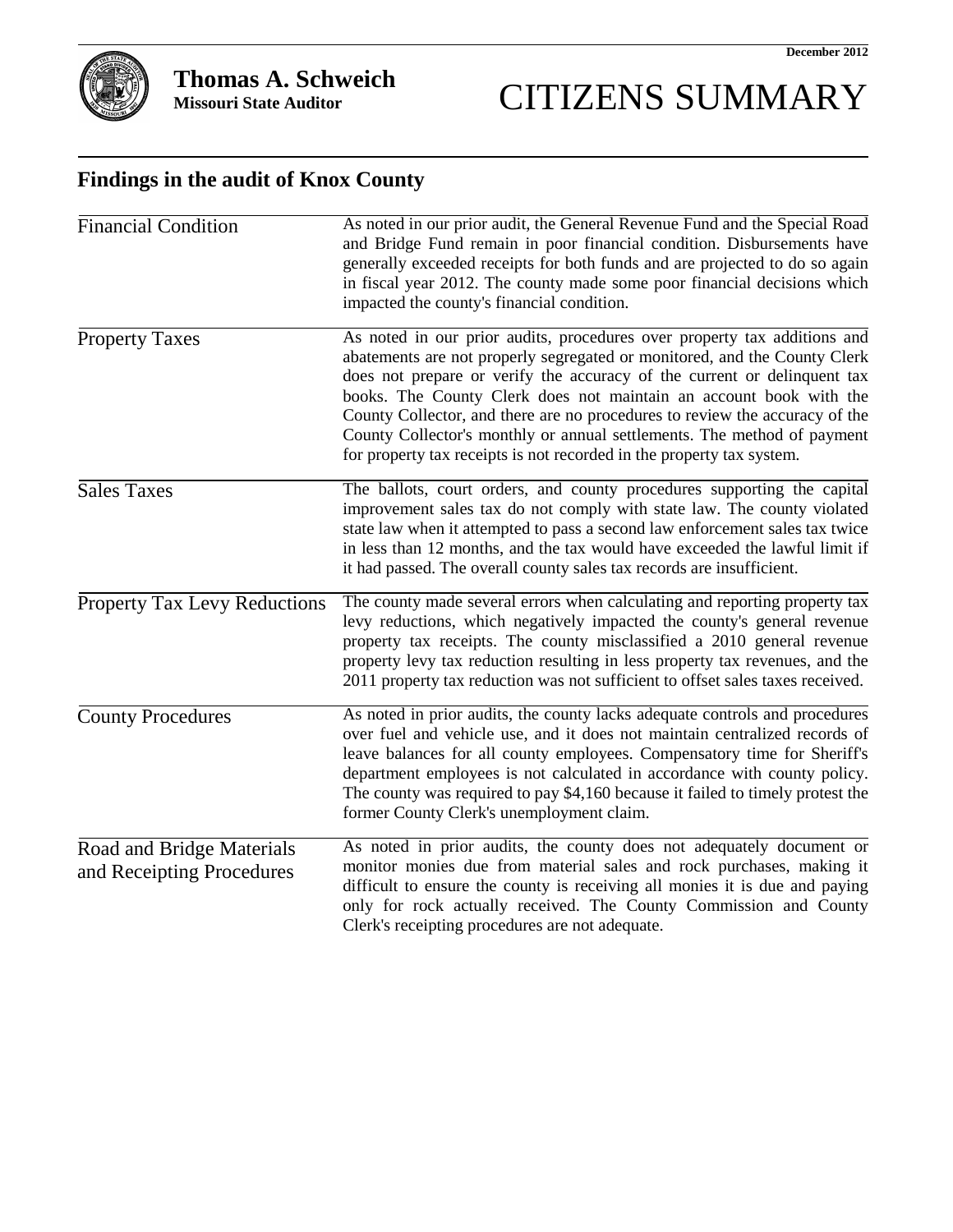December 2012

**Thomas A. Schweich**
**Missouri State Auditor**

# CITIZENS SUMMARY

## Findings in the audit of Knox County

| | |
|---|---|
| Financial Condition | As noted in our prior audit, the General Revenue Fund and the Special Road and Bridge Fund remain in poor financial condition. Disbursements have generally exceeded receipts for both funds and are projected to do so again in fiscal year 2012. The county made some poor financial decisions which impacted the county's financial condition. |
| Property Taxes | As noted in our prior audits, procedures over property tax additions and abatements are not properly segregated or monitored, and the County Clerk does not prepare or verify the accuracy of the current or delinquent tax books. The County Clerk does not maintain an account book with the County Collector, and there are no procedures to review the accuracy of the County Collector's monthly or annual settlements. The method of payment for property tax receipts is not recorded in the property tax system. |
| Sales Taxes | The ballots, court orders, and county procedures supporting the capital improvement sales tax do not comply with state law. The county violated state law when it attempted to pass a second law enforcement sales tax twice in less than 12 months, and the tax would have exceeded the lawful limit if it had passed. The overall county sales tax records are insufficient. |
| Property Tax Levy Reductions | The county made several errors when calculating and reporting property tax levy reductions, which negatively impacted the county's general revenue property tax receipts. The county misclassified a 2010 general revenue property levy tax reduction resulting in less property tax revenues, and the 2011 property tax reduction was not sufficient to offset sales taxes received. |
| County Procedures | As noted in prior audits, the county lacks adequate controls and procedures over fuel and vehicle use, and it does not maintain centralized records of leave balances for all county employees. Compensatory time for Sheriff's department employees is not calculated in accordance with county policy. The county was required to pay $4,160 because it failed to timely protest the former County Clerk's unemployment claim. |
| Road and Bridge Materials and Receipting Procedures | As noted in prior audits, the county does not adequately document or monitor monies due from material sales and rock purchases, making it difficult to ensure the county is receiving all monies it is due and paying only for rock actually received. The County Commission and County Clerk's receipting procedures are not adequate. |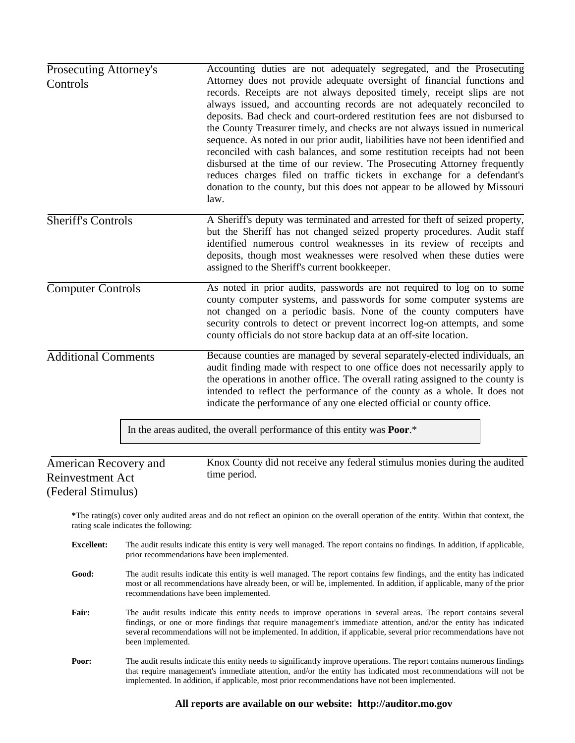**Prosecuting Attorney's Controls**

Accounting duties are not adequately segregated, and the Prosecuting Attorney does not provide adequate oversight of financial functions and records. Receipts are not always deposited timely, receipt slips are not always issued, and accounting records are not adequately reconciled to deposits. Bad check and court-ordered restitution fees are not disbursed to the County Treasurer timely, and checks are not always issued in numerical sequence. As noted in our prior audit, liabilities have not been identified and reconciled with cash balances, and some restitution receipts had not been disbursed at the time of our review. The Prosecuting Attorney frequently reduces charges filed on traffic tickets in exchange for a defendant's donation to the county, but this does not appear to be allowed by Missouri law.

**Sheriff's Controls**

A Sheriff's deputy was terminated and arrested for theft of seized property, but the Sheriff has not changed seized property procedures. Audit staff identified numerous control weaknesses in its review of receipts and deposits, though most weaknesses were resolved when these duties were assigned to the Sheriff's current bookkeeper.

**Computer Controls**

As noted in prior audits, passwords are not required to log on to some county computer systems, and passwords for some computer systems are not changed on a periodic basis. None of the county computers have security controls to detect or prevent incorrect log-on attempts, and some county officials do not store backup data at an off-site location.

**Additional Comments**

Because counties are managed by several separately-elected individuals, an audit finding made with respect to one office does not necessarily apply to the operations in another office. The overall rating assigned to the county is intended to reflect the performance of the county as a whole. It does not indicate the performance of any one elected official or county office.

In the areas audited, the overall performance of this entity was **Poor**.*

**American Recovery and Reinvestment Act (Federal Stimulus)**

Knox County did not receive any federal stimulus monies during the audited time period.

*The rating(s) cover only audited areas and do not reflect an opinion on the overall operation of the entity. Within that context, the rating scale indicates the following:

**Excellent:** The audit results indicate this entity is very well managed. The report contains no findings. In addition, if applicable, prior recommendations have been implemented.

**Good:** The audit results indicate this entity is well managed. The report contains few findings, and the entity has indicated most or all recommendations have already been, or will be, implemented. In addition, if applicable, many of the prior recommendations have been implemented.

**Fair:** The audit results indicate this entity needs to improve operations in several areas. The report contains several findings, or one or more findings that require management's immediate attention, and/or the entity has indicated several recommendations will not be implemented. In addition, if applicable, several prior recommendations have not been implemented.

**Poor:** The audit results indicate this entity needs to significantly improve operations. The report contains numerous findings that require management's immediate attention, and/or the entity has indicated most recommendations will not be implemented. In addition, if applicable, most prior recommendations have not been implemented.

**All reports are available on our website: http://auditor.mo.gov**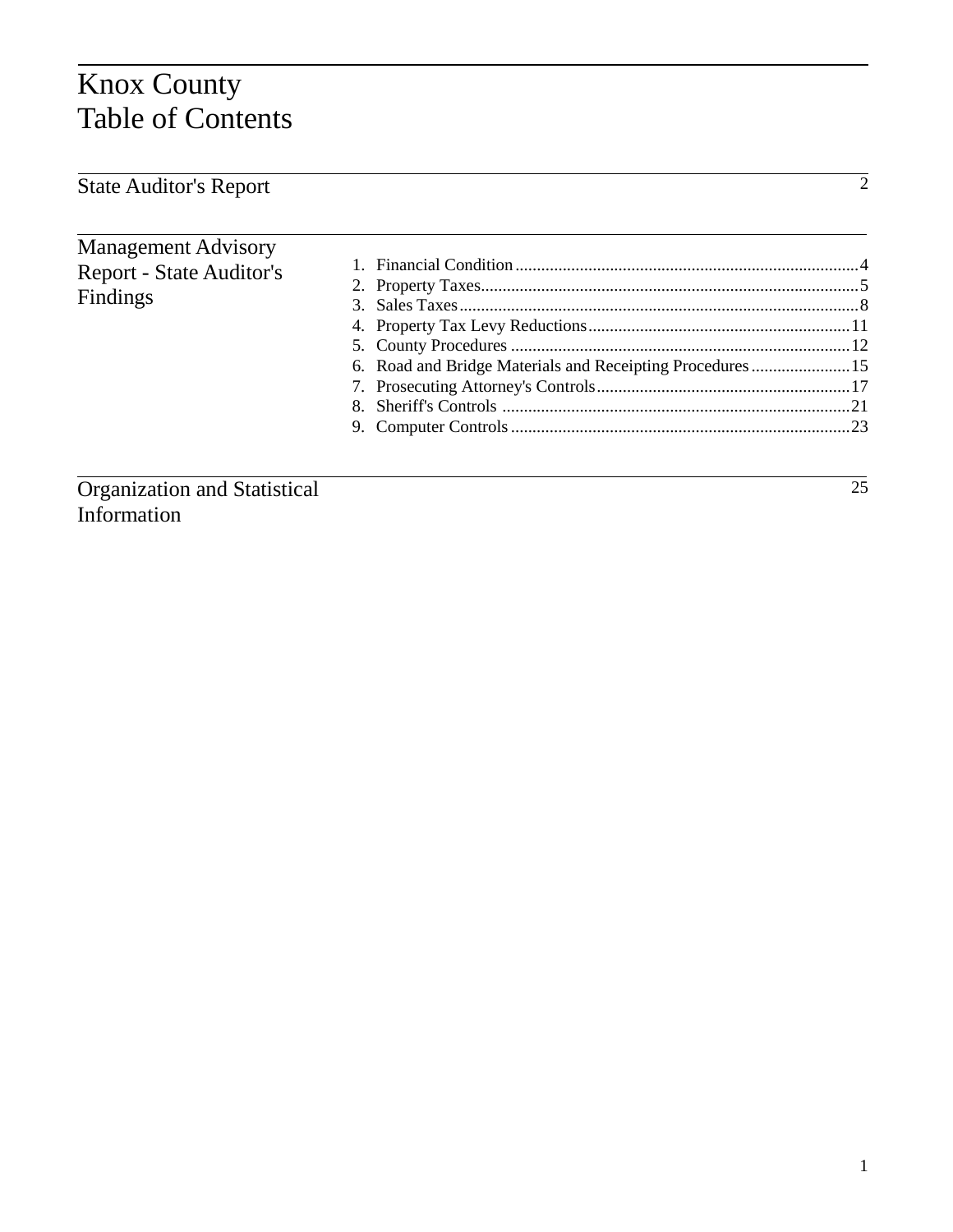# Knox County
# Table of Contents

| | |
|---|---|
| State Auditor's Report | 2 |

**Management Advisory Report - State Auditor's Findings**

1. Financial Condition....4
2. Property Taxes....5
3. Sales Taxes....8
4. Property Tax Levy Reductions....11
5. County Procedures....12
6. Road and Bridge Materials and Receipting Procedures....15
7. Prosecuting Attorney's Controls....17
8. Sheriff's Controls....21
9. Computer Controls....23

| | |
|---|---|
| Organization and Statistical Information | 25 |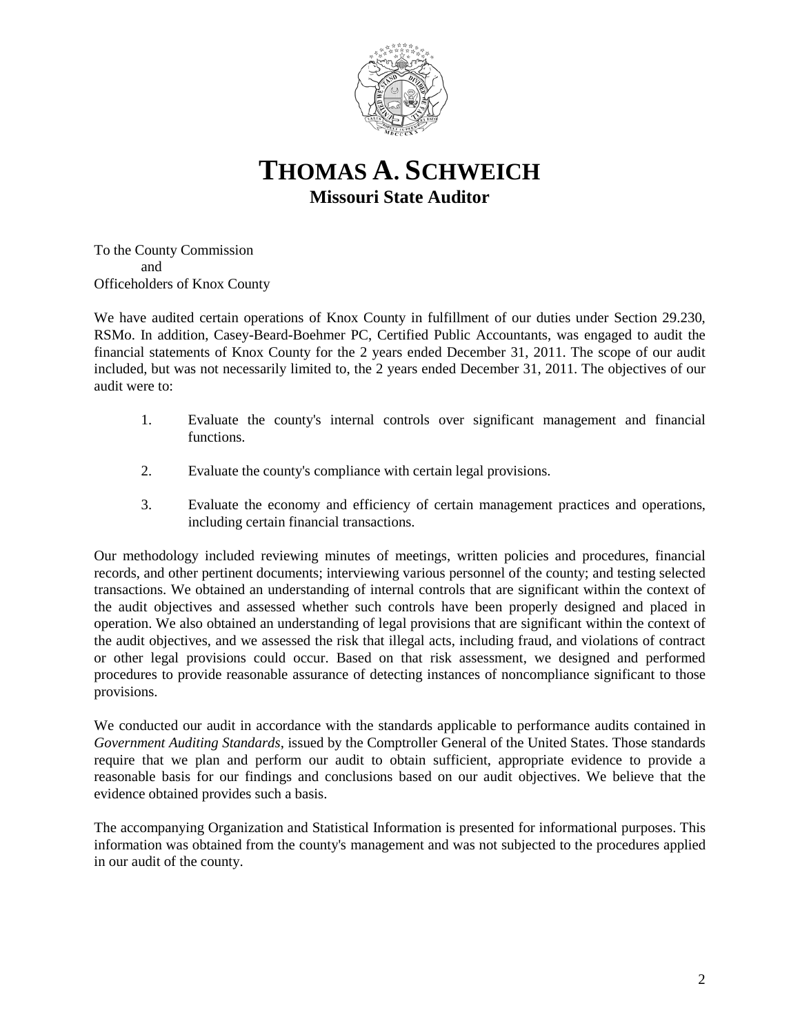# THOMAS A. SCHWEICH
## Missouri State Auditor

To the County Commission
and
Officeholders of Knox County

We have audited certain operations of Knox County in fulfillment of our duties under Section 29.230, RSMo. In addition, Casey-Beard-Boehmer PC, Certified Public Accountants, was engaged to audit the financial statements of Knox County for the 2 years ended December 31, 2011. The scope of our audit included, but was not necessarily limited to, the 2 years ended December 31, 2011. The objectives of our audit were to:

1. Evaluate the county's internal controls over significant management and financial functions.

2. Evaluate the county's compliance with certain legal provisions.

3. Evaluate the economy and efficiency of certain management practices and operations, including certain financial transactions.

Our methodology included reviewing minutes of meetings, written policies and procedures, financial records, and other pertinent documents; interviewing various personnel of the county; and testing selected transactions. We obtained an understanding of internal controls that are significant within the context of the audit objectives and assessed whether such controls have been properly designed and placed in operation. We also obtained an understanding of legal provisions that are significant within the context of the audit objectives, and we assessed the risk that illegal acts, including fraud, and violations of contract or other legal provisions could occur. Based on that risk assessment, we designed and performed procedures to provide reasonable assurance of detecting instances of noncompliance significant to those provisions.

We conducted our audit in accordance with the standards applicable to performance audits contained in *Government Auditing Standards*, issued by the Comptroller General of the United States. Those standards require that we plan and perform our audit to obtain sufficient, appropriate evidence to provide a reasonable basis for our findings and conclusions based on our audit objectives. We believe that the evidence obtained provides such a basis.

The accompanying Organization and Statistical Information is presented for informational purposes. This information was obtained from the county's management and was not subjected to the procedures applied in our audit of the county.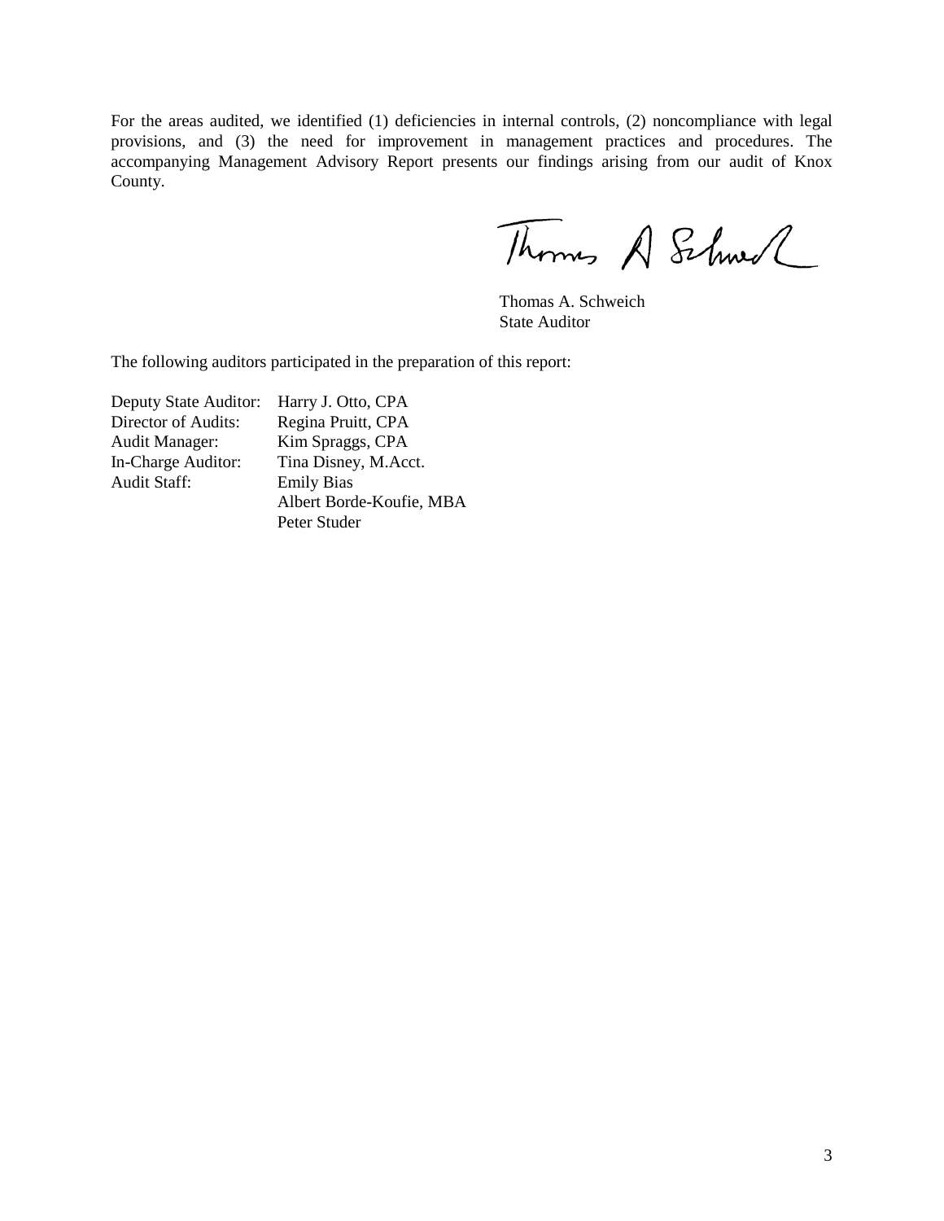For the areas audited, we identified (1) deficiencies in internal controls, (2) noncompliance with legal provisions, and (3) the need for improvement in management practices and procedures. The accompanying Management Advisory Report presents our findings arising from our audit of Knox County.

Thomas A. Schweich
State Auditor

The following auditors participated in the preparation of this report:

| | |
|---|---|
| Deputy State Auditor: | Harry J. Otto, CPA |
| Director of Audits: | Regina Pruitt, CPA |
| Audit Manager: | Kim Spraggs, CPA |
| In-Charge Auditor: | Tina Disney, M.Acct. |
| Audit Staff: | Emily Bias |
| | Albert Borde-Koufie, MBA |
| | Peter Studer |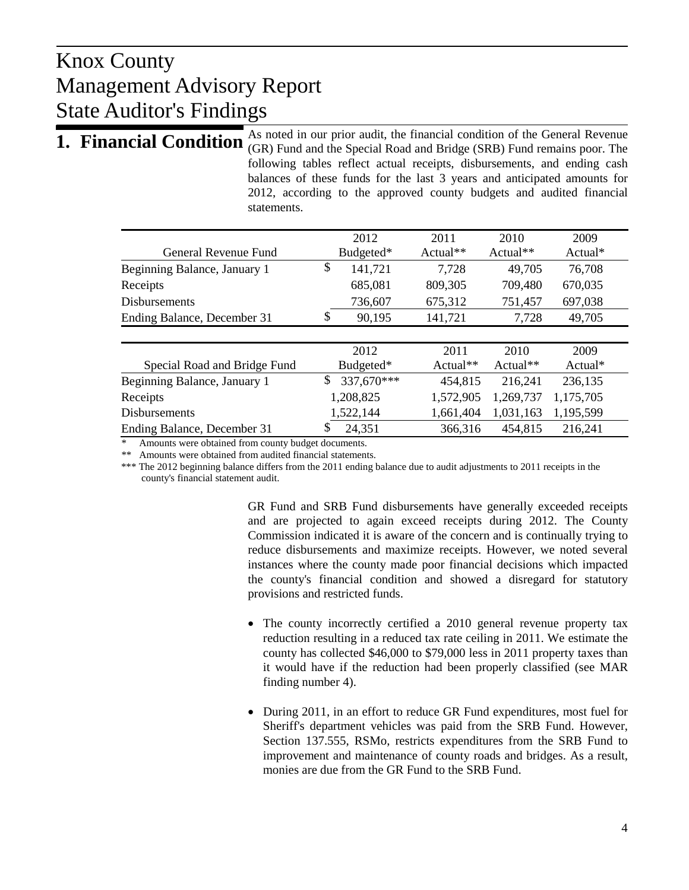# Knox County
# Management Advisory Report
# State Auditor's Findings

## 1. Financial Condition

As noted in our prior audit, the financial condition of the General Revenue (GR) Fund and the Special Road and Bridge (SRB) Fund remains poor. The following tables reflect actual receipts, disbursements, and ending cash balances of these funds for the last 3 years and anticipated amounts for 2012, according to the approved county budgets and audited financial statements.

| General Revenue Fund | 2012 Budgeted* | 2011 Actual** | 2010 Actual** | 2009 Actual* |
|---|---|---|---|---|
| Beginning Balance, January 1 | $ 141,721 | 7,728 | 49,705 | 76,708 |
| Receipts | 685,081 | 809,305 | 709,480 | 670,035 |
| Disbursements | 736,607 | 675,312 | 751,457 | 697,038 |
| Ending Balance, December 31 | $ 90,195 | 141,721 | 7,728 | 49,705 |

| Special Road and Bridge Fund | 2012 Budgeted* | 2011 Actual** | 2010 Actual** | 2009 Actual* |
|---|---|---|---|---|
| Beginning Balance, January 1 | $ 337,670*** | 454,815 | 216,241 | 236,135 |
| Receipts | 1,208,825 | 1,572,905 | 1,269,737 | 1,175,705 |
| Disbursements | 1,522,144 | 1,661,404 | 1,031,163 | 1,195,599 |
| Ending Balance, December 31 | $ 24,351 | 366,316 | 454,815 | 216,241 |

\* Amounts were obtained from county budget documents.

\*\* Amounts were obtained from audited financial statements.

\*\*\* The 2012 beginning balance differs from the 2011 ending balance due to audit adjustments to 2011 receipts in the county's financial statement audit.

GR Fund and SRB Fund disbursements have generally exceeded receipts and are projected to again exceed receipts during 2012. The County Commission indicated it is aware of the concern and is continually trying to reduce disbursements and maximize receipts. However, we noted several instances where the county made poor financial decisions which impacted the county's financial condition and showed a disregard for statutory provisions and restricted funds.

- The county incorrectly certified a 2010 general revenue property tax reduction resulting in a reduced tax rate ceiling in 2011. We estimate the county has collected $46,000 to $79,000 less in 2011 property taxes than it would have if the reduction had been properly classified (see MAR finding number 4).

- During 2011, in an effort to reduce GR Fund expenditures, most fuel for Sheriff's department vehicles was paid from the SRB Fund. However, Section 137.555, RSMo, restricts expenditures from the SRB Fund to improvement and maintenance of county roads and bridges. As a result, monies are due from the GR Fund to the SRB Fund.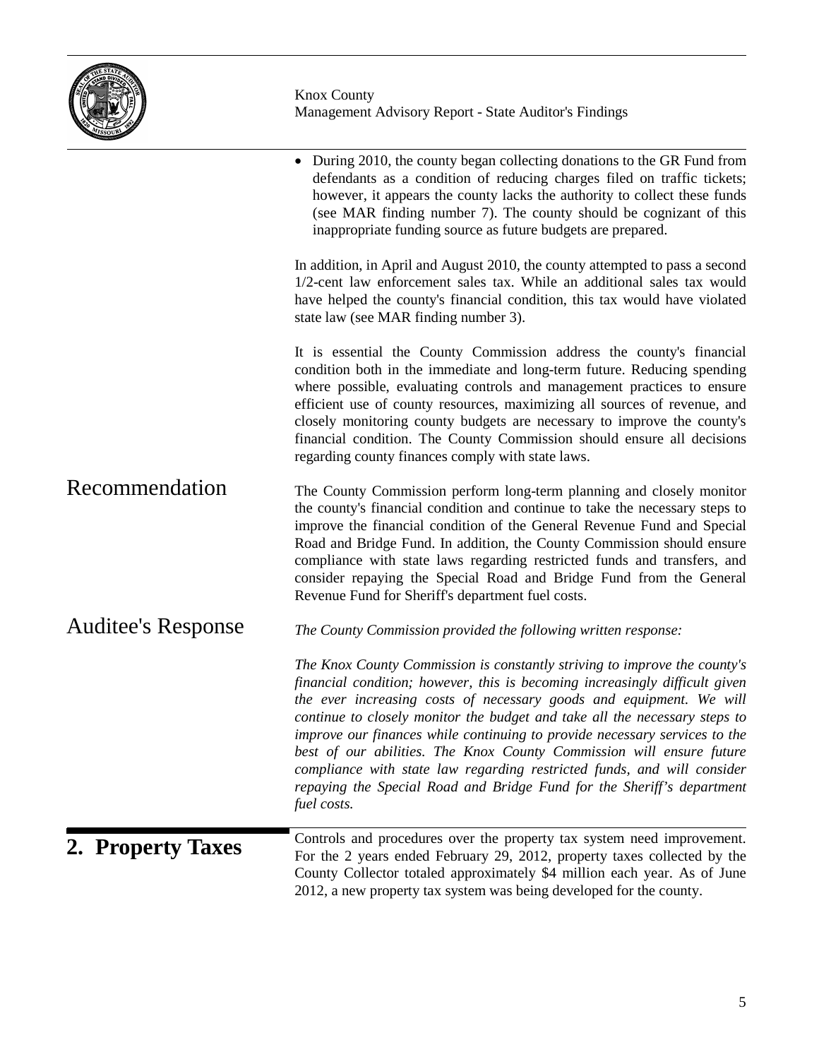- During 2010, the county began collecting donations to the GR Fund from defendants as a condition of reducing charges filed on traffic tickets; however, it appears the county lacks the authority to collect these funds (see MAR finding number 7). The county should be cognizant of this inappropriate funding source as future budgets are prepared.

In addition, in April and August 2010, the county attempted to pass a second 1/2-cent law enforcement sales tax. While an additional sales tax would have helped the county's financial condition, this tax would have violated state law (see MAR finding number 3).

It is essential the County Commission address the county's financial condition both in the immediate and long-term future. Reducing spending where possible, evaluating controls and management practices to ensure efficient use of county resources, maximizing all sources of revenue, and closely monitoring county budgets are necessary to improve the county's financial condition. The County Commission should ensure all decisions regarding county finances comply with state laws.

## Recommendation

The County Commission perform long-term planning and closely monitor the county's financial condition and continue to take the necessary steps to improve the financial condition of the General Revenue Fund and Special Road and Bridge Fund. In addition, the County Commission should ensure compliance with state laws regarding restricted funds and transfers, and consider repaying the Special Road and Bridge Fund from the General Revenue Fund for Sheriff's department fuel costs.

## Auditee's Response

*The County Commission provided the following written response:*

*The Knox County Commission is constantly striving to improve the county's financial condition; however, this is becoming increasingly difficult given the ever increasing costs of necessary goods and equipment. We will continue to closely monitor the budget and take all the necessary steps to improve our finances while continuing to provide necessary services to the best of our abilities. The Knox County Commission will ensure future compliance with state law regarding restricted funds, and will consider repaying the Special Road and Bridge Fund for the Sheriff's department fuel costs.*

# 2. Property Taxes

Controls and procedures over the property tax system need improvement. For the 2 years ended February 29, 2012, property taxes collected by the County Collector totaled approximately $4 million each year. As of June 2012, a new property tax system was being developed for the county.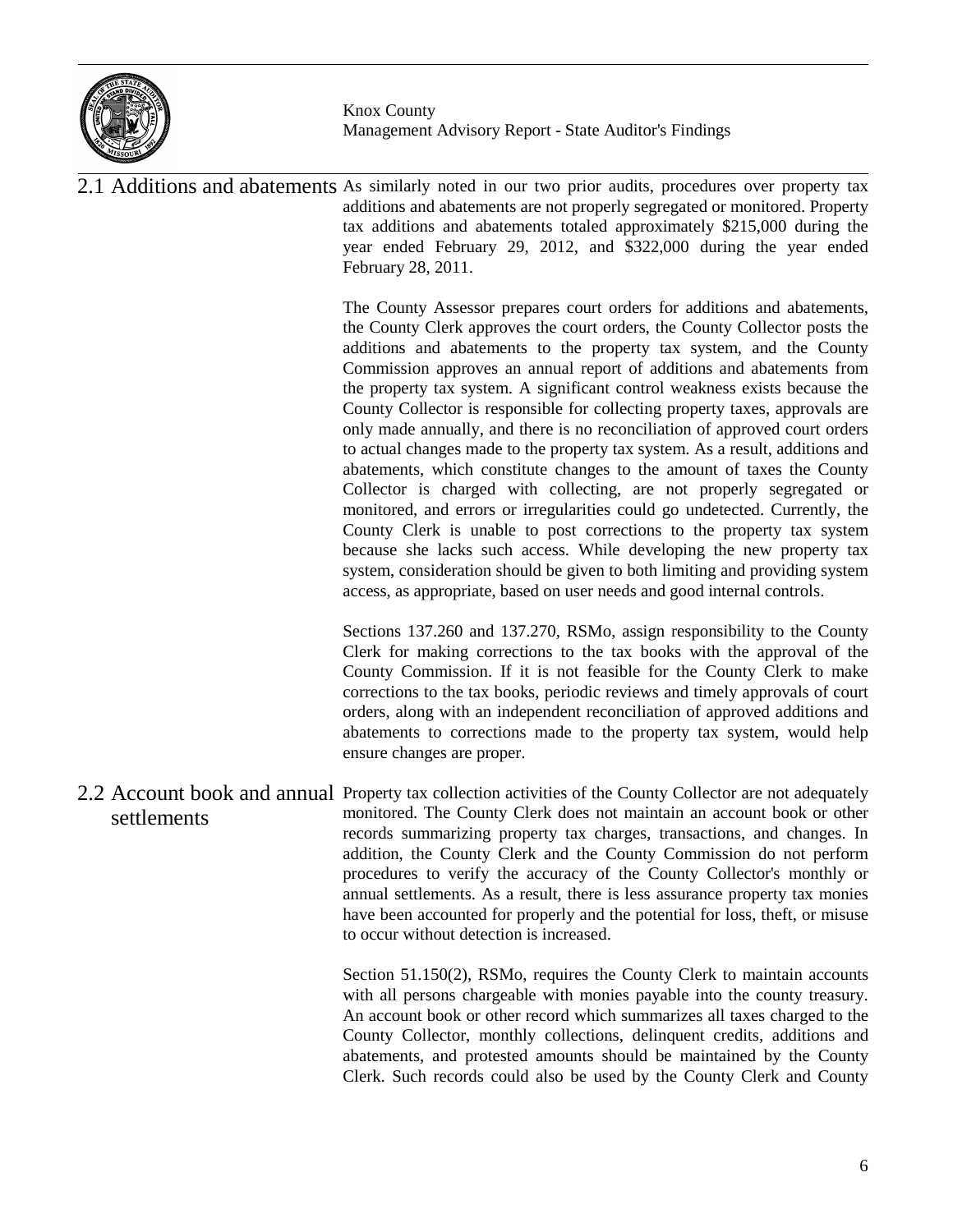## 2.1 Additions and abatements

As similarly noted in our two prior audits, procedures over property tax additions and abatements are not properly segregated or monitored. Property tax additions and abatements totaled approximately $215,000 during the year ended February 29, 2012, and $322,000 during the year ended February 28, 2011.

The County Assessor prepares court orders for additions and abatements, the County Clerk approves the court orders, the County Collector posts the additions and abatements to the property tax system, and the County Commission approves an annual report of additions and abatements from the property tax system. A significant control weakness exists because the County Collector is responsible for collecting property taxes, approvals are only made annually, and there is no reconciliation of approved court orders to actual changes made to the property tax system. As a result, additions and abatements, which constitute changes to the amount of taxes the County Collector is charged with collecting, are not properly segregated or monitored, and errors or irregularities could go undetected. Currently, the County Clerk is unable to post corrections to the property tax system because she lacks such access. While developing the new property tax system, consideration should be given to both limiting and providing system access, as appropriate, based on user needs and good internal controls.

Sections 137.260 and 137.270, RSMo, assign responsibility to the County Clerk for making corrections to the tax books with the approval of the County Commission. If it is not feasible for the County Clerk to make corrections to the tax books, periodic reviews and timely approvals of court orders, along with an independent reconciliation of approved additions and abatements to corrections made to the property tax system, would help ensure changes are proper.

## 2.2 Account book and annual settlements

Property tax collection activities of the County Collector are not adequately monitored. The County Clerk does not maintain an account book or other records summarizing property tax charges, transactions, and changes. In addition, the County Clerk and the County Commission do not perform procedures to verify the accuracy of the County Collector's monthly or annual settlements. As a result, there is less assurance property tax monies have been accounted for properly and the potential for loss, theft, or misuse to occur without detection is increased.

Section 51.150(2), RSMo, requires the County Clerk to maintain accounts with all persons chargeable with monies payable into the county treasury. An account book or other record which summarizes all taxes charged to the County Collector, monthly collections, delinquent credits, additions and abatements, and protested amounts should be maintained by the County Clerk. Such records could also be used by the County Clerk and County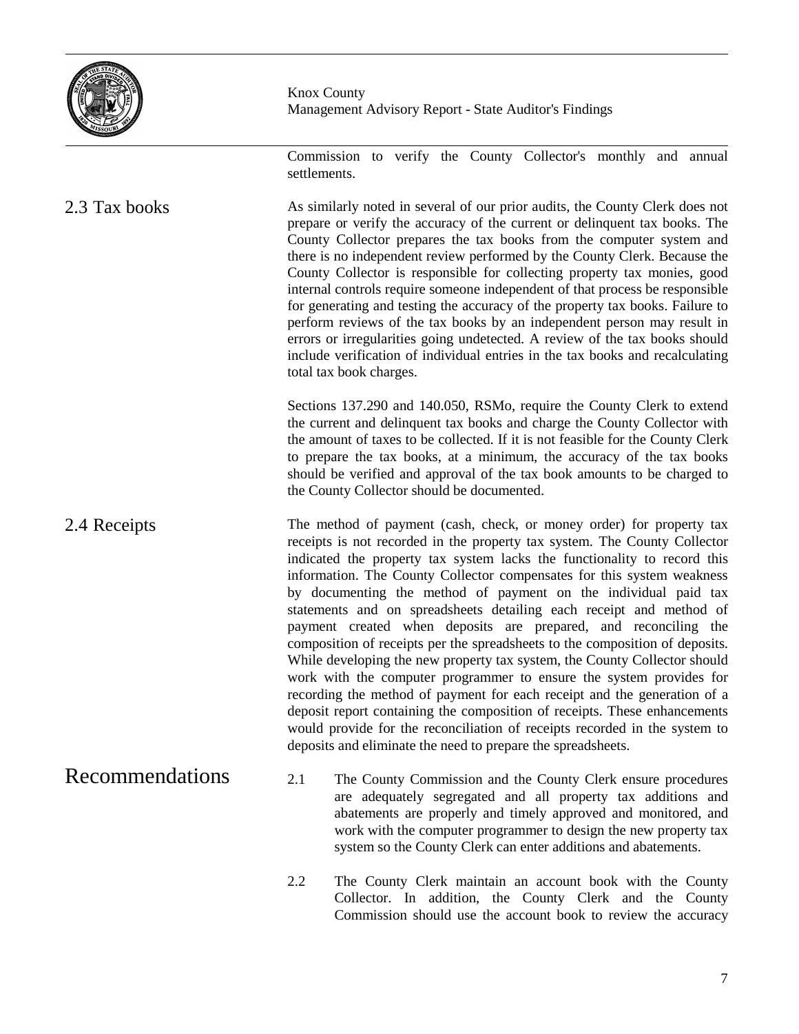Commission to verify the County Collector's monthly and annual settlements.

## 2.3 Tax books

As similarly noted in several of our prior audits, the County Clerk does not prepare or verify the accuracy of the current or delinquent tax books. The County Collector prepares the tax books from the computer system and there is no independent review performed by the County Clerk. Because the County Collector is responsible for collecting property tax monies, good internal controls require someone independent of that process be responsible for generating and testing the accuracy of the property tax books. Failure to perform reviews of the tax books by an independent person may result in errors or irregularities going undetected. A review of the tax books should include verification of individual entries in the tax books and recalculating total tax book charges.

Sections 137.290 and 140.050, RSMo, require the County Clerk to extend the current and delinquent tax books and charge the County Collector with the amount of taxes to be collected. If it is not feasible for the County Clerk to prepare the tax books, at a minimum, the accuracy of the tax books should be verified and approval of the tax book amounts to be charged to the County Collector should be documented.

## 2.4 Receipts

The method of payment (cash, check, or money order) for property tax receipts is not recorded in the property tax system. The County Collector indicated the property tax system lacks the functionality to record this information. The County Collector compensates for this system weakness by documenting the method of payment on the individual paid tax statements and on spreadsheets detailing each receipt and method of payment created when deposits are prepared, and reconciling the composition of receipts per the spreadsheets to the composition of deposits. While developing the new property tax system, the County Collector should work with the computer programmer to ensure the system provides for recording the method of payment for each receipt and the generation of a deposit report containing the composition of receipts. These enhancements would provide for the reconciliation of receipts recorded in the system to deposits and eliminate the need to prepare the spreadsheets.

## Recommendations

2.1 The County Commission and the County Clerk ensure procedures are adequately segregated and all property tax additions and abatements are properly and timely approved and monitored, and work with the computer programmer to design the new property tax system so the County Clerk can enter additions and abatements.

2.2 The County Clerk maintain an account book with the County Collector. In addition, the County Clerk and the County Commission should use the account book to review the accuracy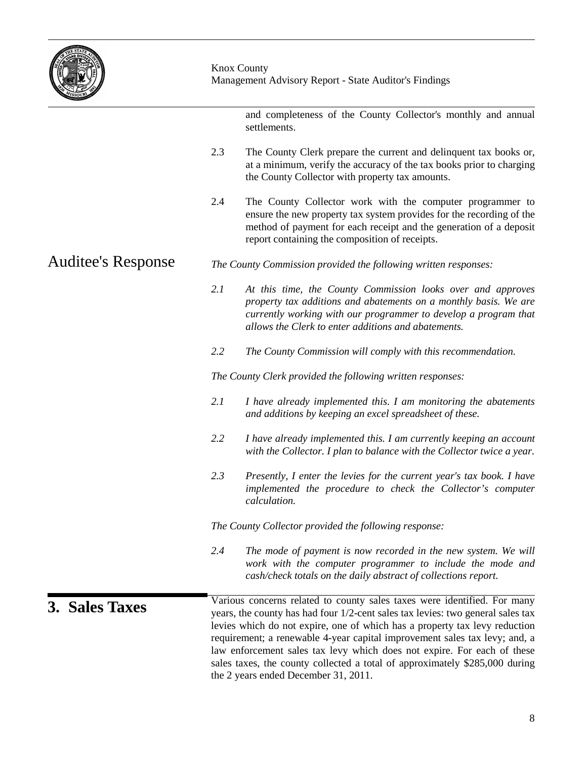and completeness of the County Collector's monthly and annual settlements.

2.3 The County Clerk prepare the current and delinquent tax books or, at a minimum, verify the accuracy of the tax books prior to charging the County Collector with property tax amounts.

2.4 The County Collector work with the computer programmer to ensure the new property tax system provides for the recording of the method of payment for each receipt and the generation of a deposit report containing the composition of receipts.

## Auditee's Response

*The County Commission provided the following written responses:*

*2.1 At this time, the County Commission looks over and approves property tax additions and abatements on a monthly basis. We are currently working with our programmer to develop a program that allows the Clerk to enter additions and abatements.*

*2.2 The County Commission will comply with this recommendation.*

*The County Clerk provided the following written responses:*

*2.1 I have already implemented this. I am monitoring the abatements and additions by keeping an excel spreadsheet of these.*

*2.2 I have already implemented this. I am currently keeping an account with the Collector. I plan to balance with the Collector twice a year.*

*2.3 Presently, I enter the levies for the current year's tax book. I have implemented the procedure to check the Collector's computer calculation.*

*The County Collector provided the following response:*

*2.4 The mode of payment is now recorded in the new system. We will work with the computer programmer to include the mode and cash/check totals on the daily abstract of collections report.*

## 3. Sales Taxes

Various concerns related to county sales taxes were identified. For many years, the county has had four 1/2-cent sales tax levies: two general sales tax levies which do not expire, one of which has a property tax levy reduction requirement; a renewable 4-year capital improvement sales tax levy; and, a law enforcement sales tax levy which does not expire. For each of these sales taxes, the county collected a total of approximately $285,000 during the 2 years ended December 31, 2011.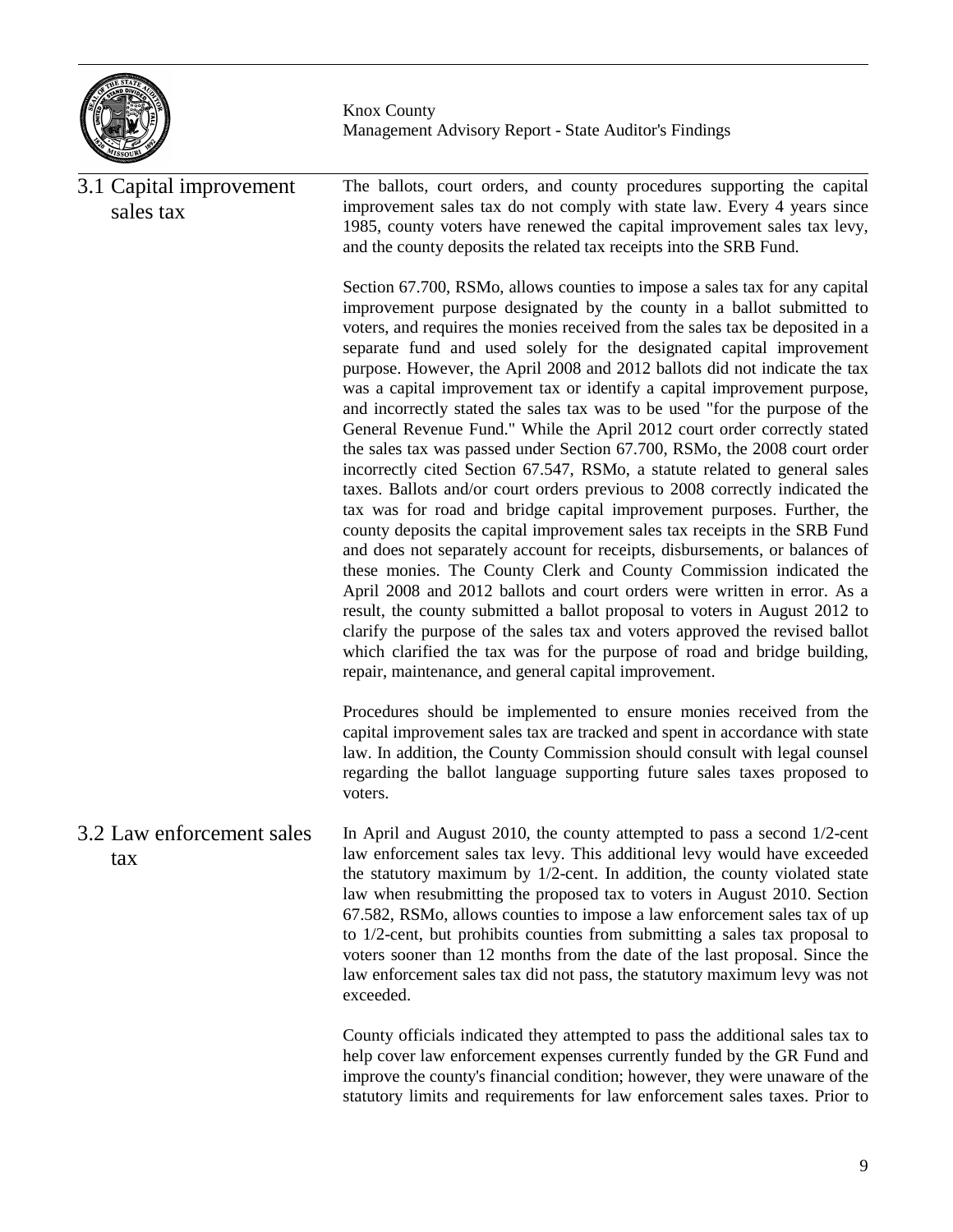## 3.1 Capital improvement sales tax

The ballots, court orders, and county procedures supporting the capital improvement sales tax do not comply with state law. Every 4 years since 1985, county voters have renewed the capital improvement sales tax levy, and the county deposits the related tax receipts into the SRB Fund.

Section 67.700, RSMo, allows counties to impose a sales tax for any capital improvement purpose designated by the county in a ballot submitted to voters, and requires the monies received from the sales tax be deposited in a separate fund and used solely for the designated capital improvement purpose. However, the April 2008 and 2012 ballots did not indicate the tax was a capital improvement tax or identify a capital improvement purpose, and incorrectly stated the sales tax was to be used "for the purpose of the General Revenue Fund." While the April 2012 court order correctly stated the sales tax was passed under Section 67.700, RSMo, the 2008 court order incorrectly cited Section 67.547, RSMo, a statute related to general sales taxes. Ballots and/or court orders previous to 2008 correctly indicated the tax was for road and bridge capital improvement purposes. Further, the county deposits the capital improvement sales tax receipts in the SRB Fund and does not separately account for receipts, disbursements, or balances of these monies. The County Clerk and County Commission indicated the April 2008 and 2012 ballots and court orders were written in error. As a result, the county submitted a ballot proposal to voters in August 2012 to clarify the purpose of the sales tax and voters approved the revised ballot which clarified the tax was for the purpose of road and bridge building, repair, maintenance, and general capital improvement.

Procedures should be implemented to ensure monies received from the capital improvement sales tax are tracked and spent in accordance with state law. In addition, the County Commission should consult with legal counsel regarding the ballot language supporting future sales taxes proposed to voters.

## 3.2 Law enforcement sales tax

In April and August 2010, the county attempted to pass a second 1/2-cent law enforcement sales tax levy. This additional levy would have exceeded the statutory maximum by 1/2-cent. In addition, the county violated state law when resubmitting the proposed tax to voters in August 2010. Section 67.582, RSMo, allows counties to impose a law enforcement sales tax of up to 1/2-cent, but prohibits counties from submitting a sales tax proposal to voters sooner than 12 months from the date of the last proposal. Since the law enforcement sales tax did not pass, the statutory maximum levy was not exceeded.

County officials indicated they attempted to pass the additional sales tax to help cover law enforcement expenses currently funded by the GR Fund and improve the county's financial condition; however, they were unaware of the statutory limits and requirements for law enforcement sales taxes. Prior to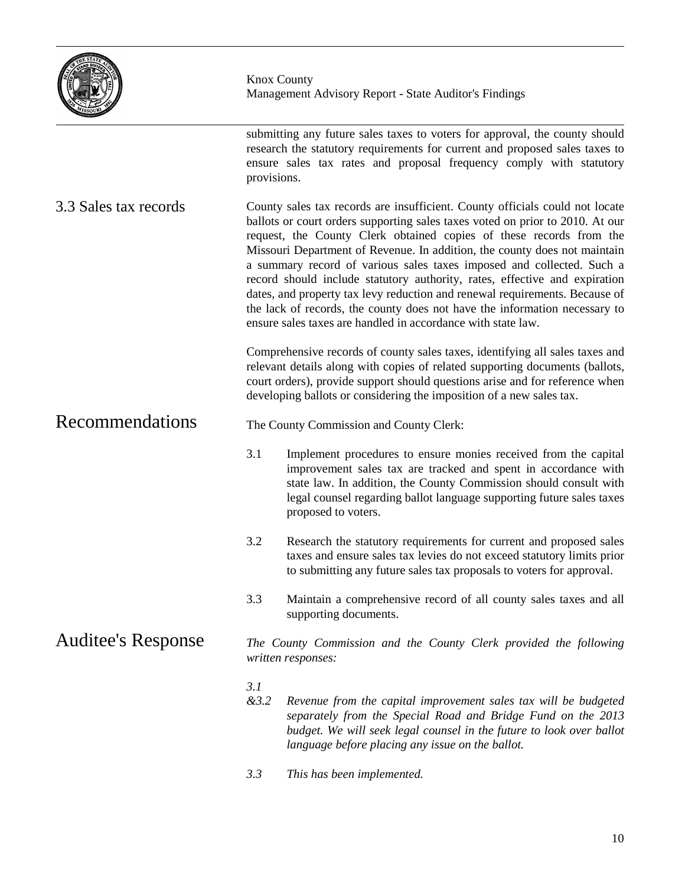submitting any future sales taxes to voters for approval, the county should research the statutory requirements for current and proposed sales taxes to ensure sales tax rates and proposal frequency comply with statutory provisions.

### 3.3 Sales tax records

County sales tax records are insufficient. County officials could not locate ballots or court orders supporting sales taxes voted on prior to 2010. At our request, the County Clerk obtained copies of these records from the Missouri Department of Revenue. In addition, the county does not maintain a summary record of various sales taxes imposed and collected. Such a record should include statutory authority, rates, effective and expiration dates, and property tax levy reduction and renewal requirements. Because of the lack of records, the county does not have the information necessary to ensure sales taxes are handled in accordance with state law.

Comprehensive records of county sales taxes, identifying all sales taxes and relevant details along with copies of related supporting documents (ballots, court orders), provide support should questions arise and for reference when developing ballots or considering the imposition of a new sales tax.

## Recommendations

The County Commission and County Clerk:

3.1 Implement procedures to ensure monies received from the capital improvement sales tax are tracked and spent in accordance with state law. In addition, the County Commission should consult with legal counsel regarding ballot language supporting future sales taxes proposed to voters.

3.2 Research the statutory requirements for current and proposed sales taxes and ensure sales tax levies do not exceed statutory limits prior to submitting any future sales tax proposals to voters for approval.

3.3 Maintain a comprehensive record of all county sales taxes and all supporting documents.

## Auditee's Response

*The County Commission and the County Clerk provided the following written responses:*

*3.1 &3.2* *Revenue from the capital improvement sales tax will be budgeted separately from the Special Road and Bridge Fund on the 2013 budget. We will seek legal counsel in the future to look over ballot language before placing any issue on the ballot.*

*3.3* *This has been implemented.*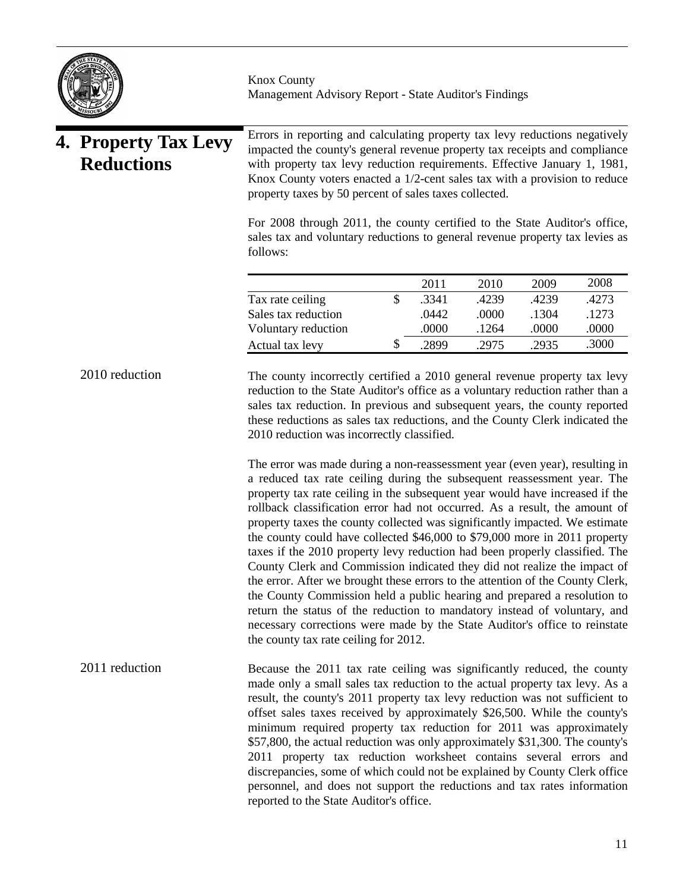## 4. Property Tax Levy Reductions

Errors in reporting and calculating property tax levy reductions negatively impacted the county's general revenue property tax receipts and compliance with property tax levy reduction requirements. Effective January 1, 1981, Knox County voters enacted a 1/2-cent sales tax with a provision to reduce property taxes by 50 percent of sales taxes collected.

For 2008 through 2011, the county certified to the State Auditor's office, sales tax and voluntary reductions to general revenue property tax levies as follows:

| | | 2011 | 2010 | 2009 | 2008 |
|---|---|---|---|---|---|
| Tax rate ceiling | $ | .3341 | .4239 | .4239 | .4273 |
| Sales tax reduction | | .0442 | .0000 | .1304 | .1273 |
| Voluntary reduction | | .0000 | .1264 | .0000 | .0000 |
| Actual tax levy | $ | .2899 | .2975 | .2935 | .3000 |

### 2010 reduction

The county incorrectly certified a 2010 general revenue property tax levy reduction to the State Auditor's office as a voluntary reduction rather than a sales tax reduction. In previous and subsequent years, the county reported these reductions as sales tax reductions, and the County Clerk indicated the 2010 reduction was incorrectly classified.

The error was made during a non-reassessment year (even year), resulting in a reduced tax rate ceiling during the subsequent reassessment year. The property tax rate ceiling in the subsequent year would have increased if the rollback classification error had not occurred. As a result, the amount of property taxes the county collected was significantly impacted. We estimate the county could have collected $46,000 to $79,000 more in 2011 property taxes if the 2010 property levy reduction had been properly classified. The County Clerk and Commission indicated they did not realize the impact of the error. After we brought these errors to the attention of the County Clerk, the County Commission held a public hearing and prepared a resolution to return the status of the reduction to mandatory instead of voluntary, and necessary corrections were made by the State Auditor's office to reinstate the county tax rate ceiling for 2012.

### 2011 reduction

Because the 2011 tax rate ceiling was significantly reduced, the county made only a small sales tax reduction to the actual property tax levy. As a result, the county's 2011 property tax levy reduction was not sufficient to offset sales taxes received by approximately $26,500. While the county's minimum required property tax reduction for 2011 was approximately $57,800, the actual reduction was only approximately $31,300. The county's 2011 property tax reduction worksheet contains several errors and discrepancies, some of which could not be explained by County Clerk office personnel, and does not support the reductions and tax rates information reported to the State Auditor's office.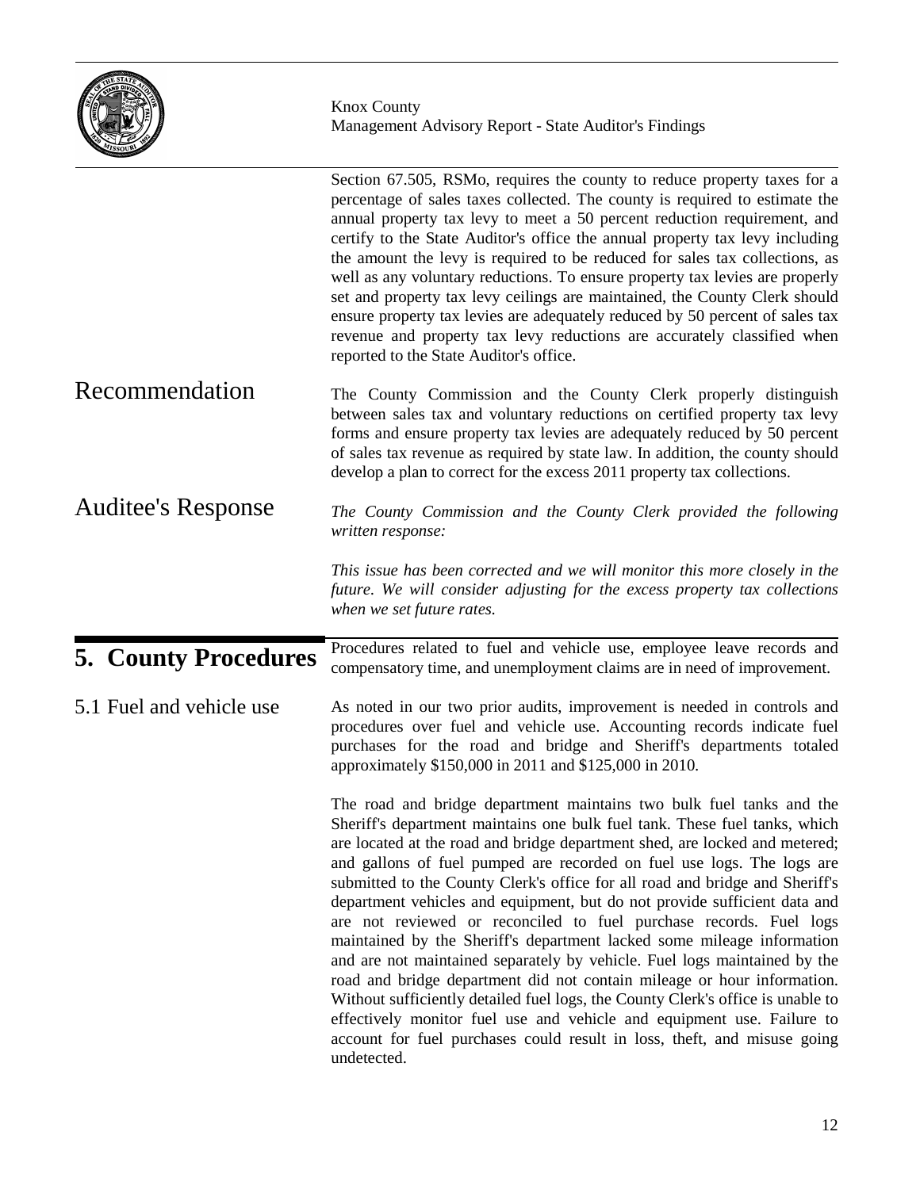Section 67.505, RSMo, requires the county to reduce property taxes for a percentage of sales taxes collected. The county is required to estimate the annual property tax levy to meet a 50 percent reduction requirement, and certify to the State Auditor's office the annual property tax levy including the amount the levy is required to be reduced for sales tax collections, as well as any voluntary reductions. To ensure property tax levies are properly set and property tax levy ceilings are maintained, the County Clerk should ensure property tax levies are adequately reduced by 50 percent of sales tax revenue and property tax levy reductions are accurately classified when reported to the State Auditor's office.

## Recommendation

The County Commission and the County Clerk properly distinguish between sales tax and voluntary reductions on certified property tax levy forms and ensure property tax levies are adequately reduced by 50 percent of sales tax revenue as required by state law. In addition, the county should develop a plan to correct for the excess 2011 property tax collections.

## Auditee's Response

*The County Commission and the County Clerk provided the following written response:*

*This issue has been corrected and we will monitor this more closely in the future. We will consider adjusting for the excess property tax collections when we set future rates.*

# 5. County Procedures

Procedures related to fuel and vehicle use, employee leave records and compensatory time, and unemployment claims are in need of improvement.

## 5.1 Fuel and vehicle use

As noted in our two prior audits, improvement is needed in controls and procedures over fuel and vehicle use. Accounting records indicate fuel purchases for the road and bridge and Sheriff's departments totaled approximately $150,000 in 2011 and $125,000 in 2010.

The road and bridge department maintains two bulk fuel tanks and the Sheriff's department maintains one bulk fuel tank. These fuel tanks, which are located at the road and bridge department shed, are locked and metered; and gallons of fuel pumped are recorded on fuel use logs. The logs are submitted to the County Clerk's office for all road and bridge and Sheriff's department vehicles and equipment, but do not provide sufficient data and are not reviewed or reconciled to fuel purchase records. Fuel logs maintained by the Sheriff's department lacked some mileage information and are not maintained separately by vehicle. Fuel logs maintained by the road and bridge department did not contain mileage or hour information. Without sufficiently detailed fuel logs, the County Clerk's office is unable to effectively monitor fuel use and vehicle and equipment use. Failure to account for fuel purchases could result in loss, theft, and misuse going undetected.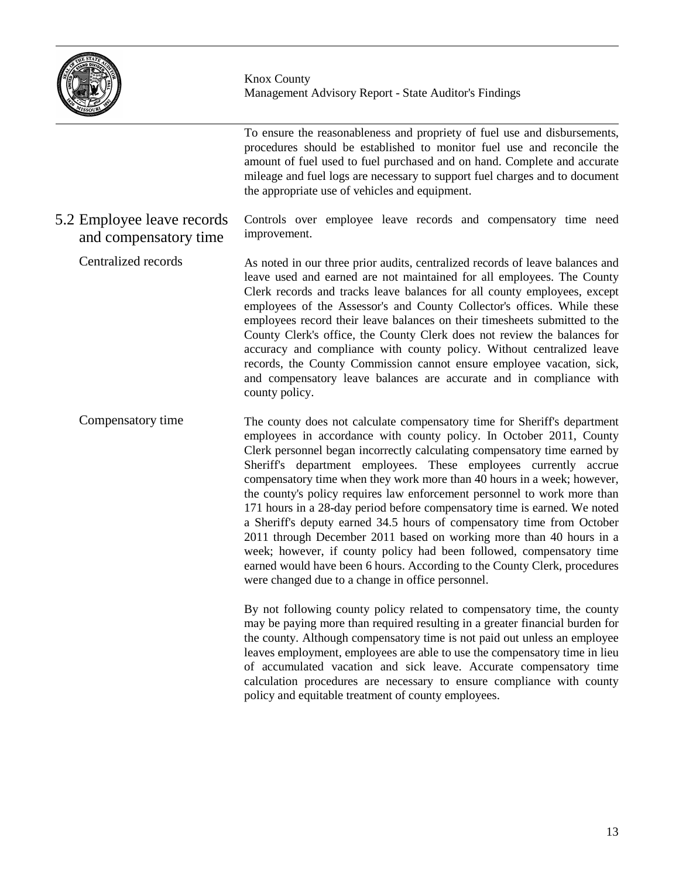To ensure the reasonableness and propriety of fuel use and disbursements, procedures should be established to monitor fuel use and reconcile the amount of fuel used to fuel purchased and on hand. Complete and accurate mileage and fuel logs are necessary to support fuel charges and to document the appropriate use of vehicles and equipment.

## 5.2 Employee leave records and compensatory time

Controls over employee leave records and compensatory time need improvement.

### Centralized records

As noted in our three prior audits, centralized records of leave balances and leave used and earned are not maintained for all employees. The County Clerk records and tracks leave balances for all county employees, except employees of the Assessor's and County Collector's offices. While these employees record their leave balances on their timesheets submitted to the County Clerk's office, the County Clerk does not review the balances for accuracy and compliance with county policy. Without centralized leave records, the County Commission cannot ensure employee vacation, sick, and compensatory leave balances are accurate and in compliance with county policy.

### Compensatory time

The county does not calculate compensatory time for Sheriff's department employees in accordance with county policy. In October 2011, County Clerk personnel began incorrectly calculating compensatory time earned by Sheriff's department employees. These employees currently accrue compensatory time when they work more than 40 hours in a week; however, the county's policy requires law enforcement personnel to work more than 171 hours in a 28-day period before compensatory time is earned. We noted a Sheriff's deputy earned 34.5 hours of compensatory time from October 2011 through December 2011 based on working more than 40 hours in a week; however, if county policy had been followed, compensatory time earned would have been 6 hours. According to the County Clerk, procedures were changed due to a change in office personnel.

By not following county policy related to compensatory time, the county may be paying more than required resulting in a greater financial burden for the county. Although compensatory time is not paid out unless an employee leaves employment, employees are able to use the compensatory time in lieu of accumulated vacation and sick leave. Accurate compensatory time calculation procedures are necessary to ensure compliance with county policy and equitable treatment of county employees.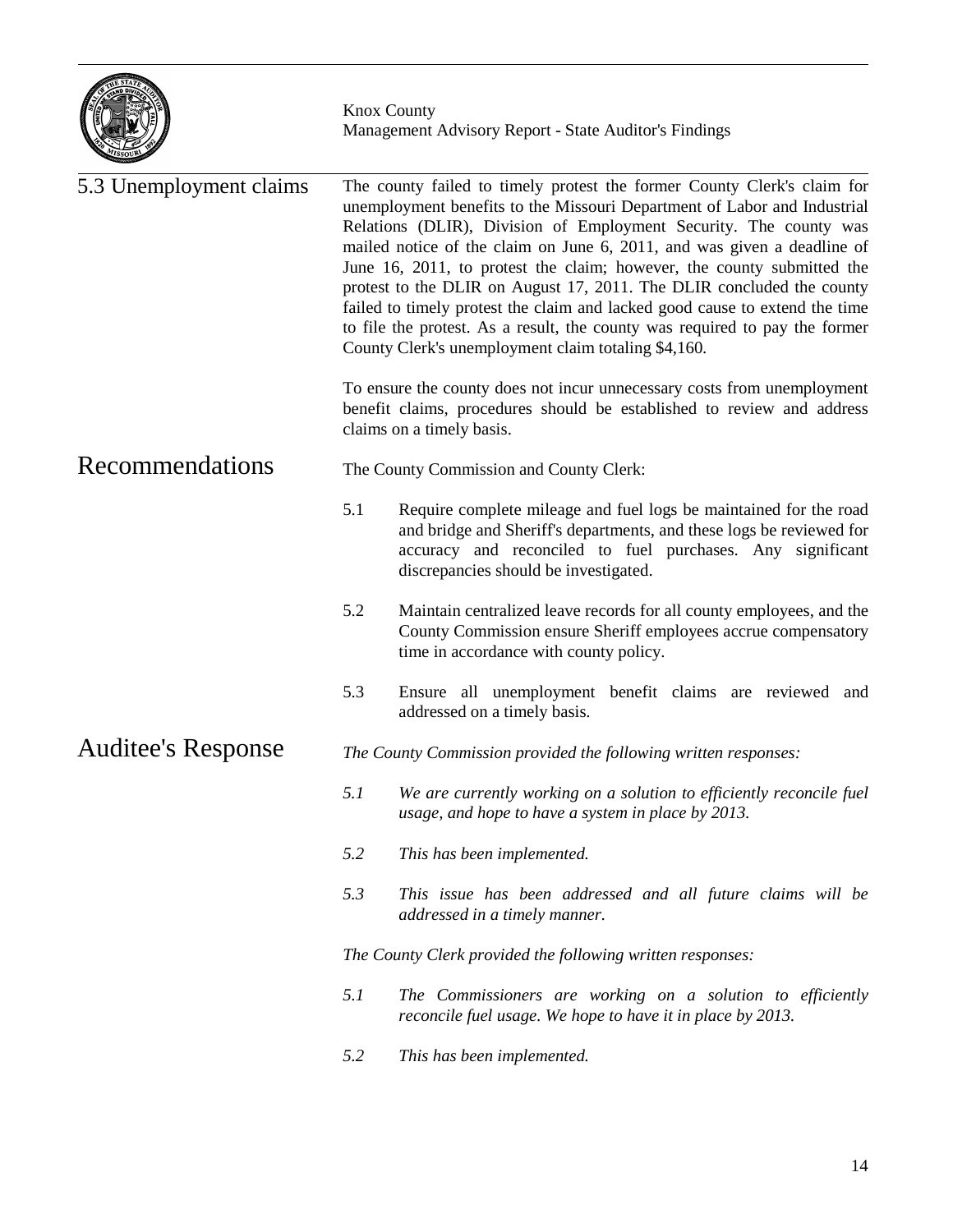### 5.3 Unemployment claims

The county failed to timely protest the former County Clerk's claim for unemployment benefits to the Missouri Department of Labor and Industrial Relations (DLIR), Division of Employment Security. The county was mailed notice of the claim on June 6, 2011, and was given a deadline of June 16, 2011, to protest the claim; however, the county submitted the protest to the DLIR on August 17, 2011. The DLIR concluded the county failed to timely protest the claim and lacked good cause to extend the time to file the protest. As a result, the county was required to pay the former County Clerk's unemployment claim totaling $4,160.

To ensure the county does not incur unnecessary costs from unemployment benefit claims, procedures should be established to review and address claims on a timely basis.

## Recommendations

The County Commission and County Clerk:

5.1 Require complete mileage and fuel logs be maintained for the road and bridge and Sheriff's departments, and these logs be reviewed for accuracy and reconciled to fuel purchases. Any significant discrepancies should be investigated.

5.2 Maintain centralized leave records for all county employees, and the County Commission ensure Sheriff employees accrue compensatory time in accordance with county policy.

5.3 Ensure all unemployment benefit claims are reviewed and addressed on a timely basis.

## Auditee's Response

*The County Commission provided the following written responses:*

*5.1 We are currently working on a solution to efficiently reconcile fuel usage, and hope to have a system in place by 2013.*

*5.2 This has been implemented.*

*5.3 This issue has been addressed and all future claims will be addressed in a timely manner.*

*The County Clerk provided the following written responses:*

*5.1 The Commissioners are working on a solution to efficiently reconcile fuel usage. We hope to have it in place by 2013.*

*5.2 This has been implemented.*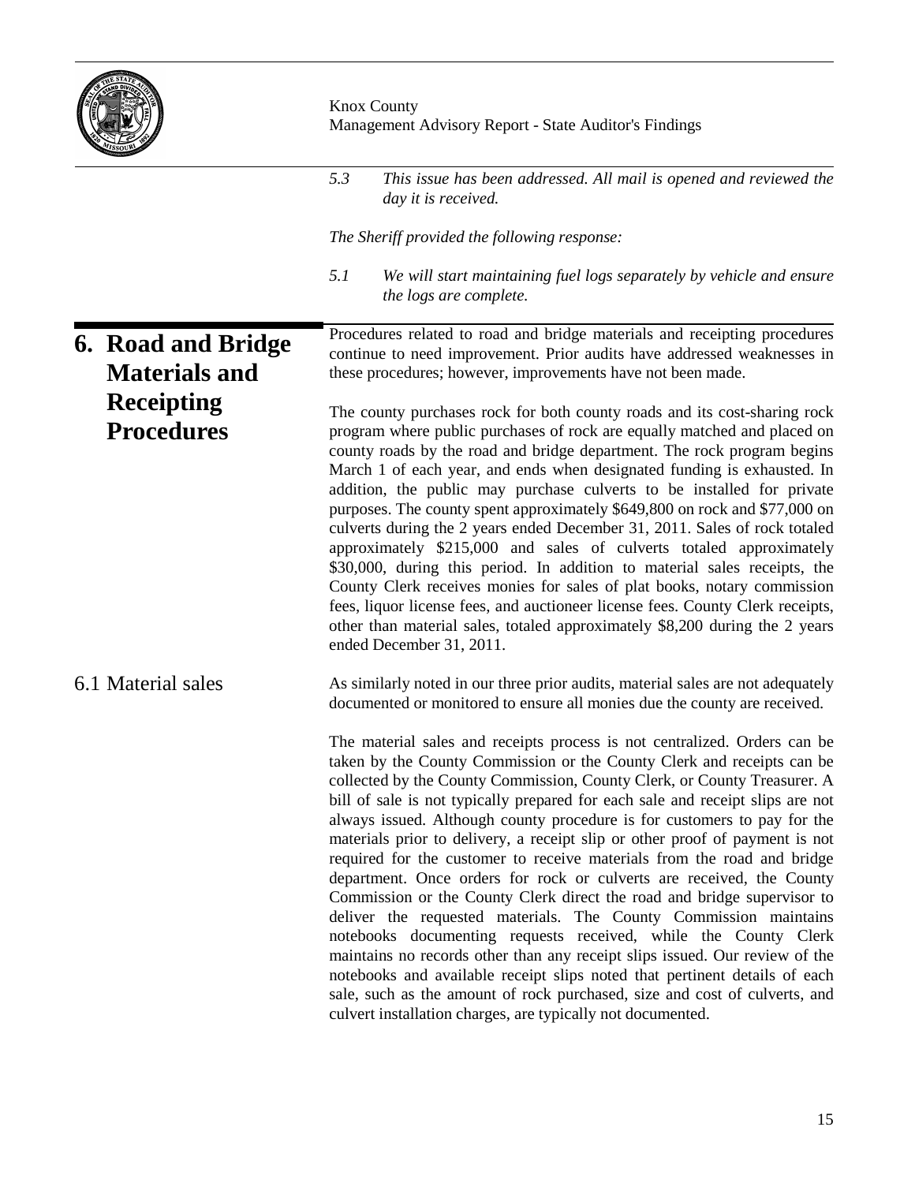*5.3 This issue has been addressed. All mail is opened and reviewed the day it is received.*

*The Sheriff provided the following response:*

*5.1 We will start maintaining fuel logs separately by vehicle and ensure the logs are complete.*

## 6. Road and Bridge Materials and Receipting Procedures

Procedures related to road and bridge materials and receipting procedures continue to need improvement. Prior audits have addressed weaknesses in these procedures; however, improvements have not been made.

The county purchases rock for both county roads and its cost-sharing rock program where public purchases of rock are equally matched and placed on county roads by the road and bridge department. The rock program begins March 1 of each year, and ends when designated funding is exhausted. In addition, the public may purchase culverts to be installed for private purposes. The county spent approximately $649,800 on rock and $77,000 on culverts during the 2 years ended December 31, 2011. Sales of rock totaled approximately $215,000 and sales of culverts totaled approximately $30,000, during this period. In addition to material sales receipts, the County Clerk receives monies for sales of plat books, notary commission fees, liquor license fees, and auctioneer license fees. County Clerk receipts, other than material sales, totaled approximately $8,200 during the 2 years ended December 31, 2011.

### 6.1 Material sales

As similarly noted in our three prior audits, material sales are not adequately documented or monitored to ensure all monies due the county are received.

The material sales and receipts process is not centralized. Orders can be taken by the County Commission or the County Clerk and receipts can be collected by the County Commission, County Clerk, or County Treasurer. A bill of sale is not typically prepared for each sale and receipt slips are not always issued. Although county procedure is for customers to pay for the materials prior to delivery, a receipt slip or other proof of payment is not required for the customer to receive materials from the road and bridge department. Once orders for rock or culverts are received, the County Commission or the County Clerk direct the road and bridge supervisor to deliver the requested materials. The County Commission maintains notebooks documenting requests received, while the County Clerk maintains no records other than any receipt slips issued. Our review of the notebooks and available receipt slips noted that pertinent details of each sale, such as the amount of rock purchased, size and cost of culverts, and culvert installation charges, are typically not documented.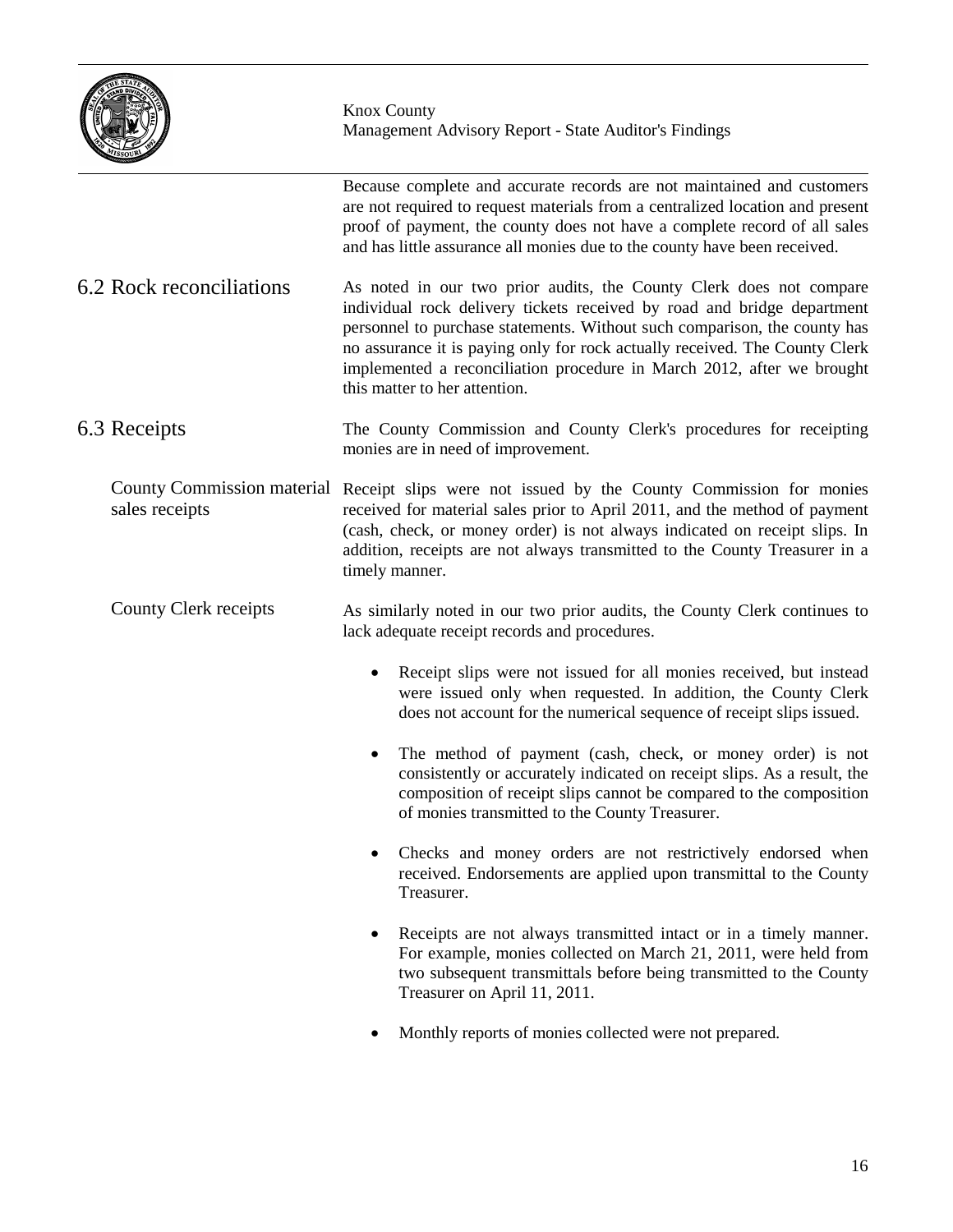Because complete and accurate records are not maintained and customers are not required to request materials from a centralized location and present proof of payment, the county does not have a complete record of all sales and has little assurance all monies due to the county have been received.

## 6.2 Rock reconciliations

As noted in our two prior audits, the County Clerk does not compare individual rock delivery tickets received by road and bridge department personnel to purchase statements. Without such comparison, the county has no assurance it is paying only for rock actually received. The County Clerk implemented a reconciliation procedure in March 2012, after we brought this matter to her attention.

## 6.3 Receipts

The County Commission and County Clerk's procedures for receipting monies are in need of improvement.

### County Commission material sales receipts

Receipt slips were not issued by the County Commission for monies received for material sales prior to April 2011, and the method of payment (cash, check, or money order) is not always indicated on receipt slips. In addition, receipts are not always transmitted to the County Treasurer in a timely manner.

### County Clerk receipts

As similarly noted in our two prior audits, the County Clerk continues to lack adequate receipt records and procedures.

- Receipt slips were not issued for all monies received, but instead were issued only when requested. In addition, the County Clerk does not account for the numerical sequence of receipt slips issued.
- The method of payment (cash, check, or money order) is not consistently or accurately indicated on receipt slips. As a result, the composition of receipt slips cannot be compared to the composition of monies transmitted to the County Treasurer.
- Checks and money orders are not restrictively endorsed when received. Endorsements are applied upon transmittal to the County Treasurer.
- Receipts are not always transmitted intact or in a timely manner. For example, monies collected on March 21, 2011, were held from two subsequent transmittals before being transmitted to the County Treasurer on April 11, 2011.
- Monthly reports of monies collected were not prepared.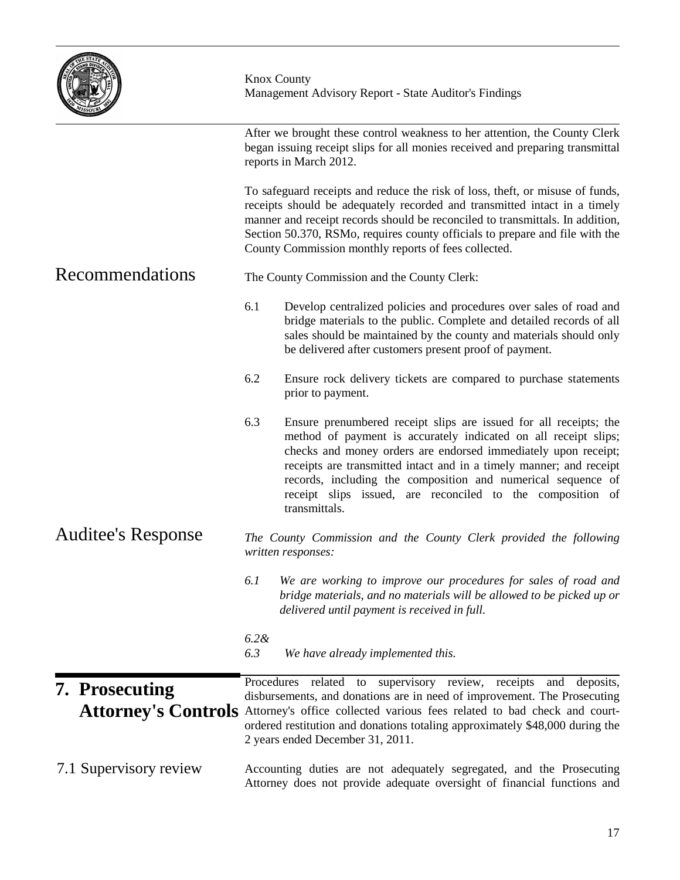After we brought these control weakness to her attention, the County Clerk began issuing receipt slips for all monies received and preparing transmittal reports in March 2012.

To safeguard receipts and reduce the risk of loss, theft, or misuse of funds, receipts should be adequately recorded and transmitted intact in a timely manner and receipt records should be reconciled to transmittals. In addition, Section 50.370, RSMo, requires county officials to prepare and file with the County Commission monthly reports of fees collected.

## Recommendations

The County Commission and the County Clerk:

6.1 Develop centralized policies and procedures over sales of road and bridge materials to the public. Complete and detailed records of all sales should be maintained by the county and materials should only be delivered after customers present proof of payment.

6.2 Ensure rock delivery tickets are compared to purchase statements prior to payment.

6.3 Ensure prenumbered receipt slips are issued for all receipts; the method of payment is accurately indicated on all receipt slips; checks and money orders are endorsed immediately upon receipt; receipts are transmitted intact and in a timely manner; and receipt records, including the composition and numerical sequence of receipt slips issued, are reconciled to the composition of transmittals.

## Auditee's Response

*The County Commission and the County Clerk provided the following written responses:*

*6.1 We are working to improve our procedures for sales of road and bridge materials, and no materials will be allowed to be picked up or delivered until payment is received in full.*

*6.2& 6.3 We have already implemented this.*

# 7. Prosecuting Attorney's Controls

Procedures related to supervisory review, receipts and deposits, disbursements, and donations are in need of improvement. The Prosecuting Attorney's office collected various fees related to bad check and court-ordered restitution and donations totaling approximately $48,000 during the 2 years ended December 31, 2011.

## 7.1 Supervisory review

Accounting duties are not adequately segregated, and the Prosecuting Attorney does not provide adequate oversight of financial functions and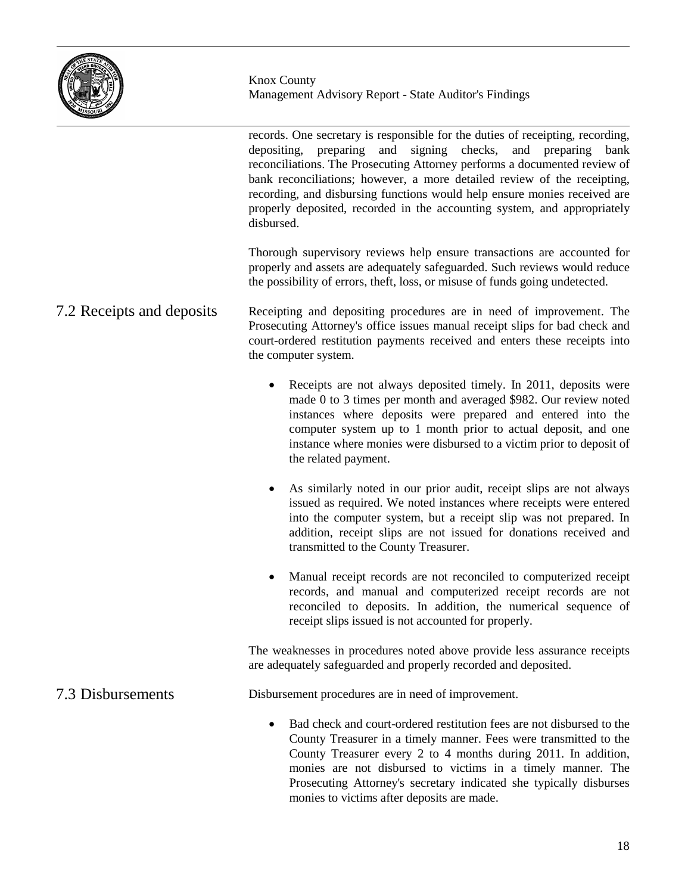records. One secretary is responsible for the duties of receipting, recording, depositing, preparing and signing checks, and preparing bank reconciliations. The Prosecuting Attorney performs a documented review of bank reconciliations; however, a more detailed review of the receipting, recording, and disbursing functions would help ensure monies received are properly deposited, recorded in the accounting system, and appropriately disbursed.

Thorough supervisory reviews help ensure transactions are accounted for properly and assets are adequately safeguarded. Such reviews would reduce the possibility of errors, theft, loss, or misuse of funds going undetected.

## 7.2 Receipts and deposits

Receipting and depositing procedures are in need of improvement. The Prosecuting Attorney's office issues manual receipt slips for bad check and court-ordered restitution payments received and enters these receipts into the computer system.

- Receipts are not always deposited timely. In 2011, deposits were made 0 to 3 times per month and averaged $982. Our review noted instances where deposits were prepared and entered into the computer system up to 1 month prior to actual deposit, and one instance where monies were disbursed to a victim prior to deposit of the related payment.

- As similarly noted in our prior audit, receipt slips are not always issued as required. We noted instances where receipts were entered into the computer system, but a receipt slip was not prepared. In addition, receipt slips are not issued for donations received and transmitted to the County Treasurer.

- Manual receipt records are not reconciled to computerized receipt records, and manual and computerized receipt records are not reconciled to deposits. In addition, the numerical sequence of receipt slips issued is not accounted for properly.

The weaknesses in procedures noted above provide less assurance receipts are adequately safeguarded and properly recorded and deposited.

## 7.3 Disbursements

Disbursement procedures are in need of improvement.

- Bad check and court-ordered restitution fees are not disbursed to the County Treasurer in a timely manner. Fees were transmitted to the County Treasurer every 2 to 4 months during 2011. In addition, monies are not disbursed to victims in a timely manner. The Prosecuting Attorney's secretary indicated she typically disburses monies to victims after deposits are made.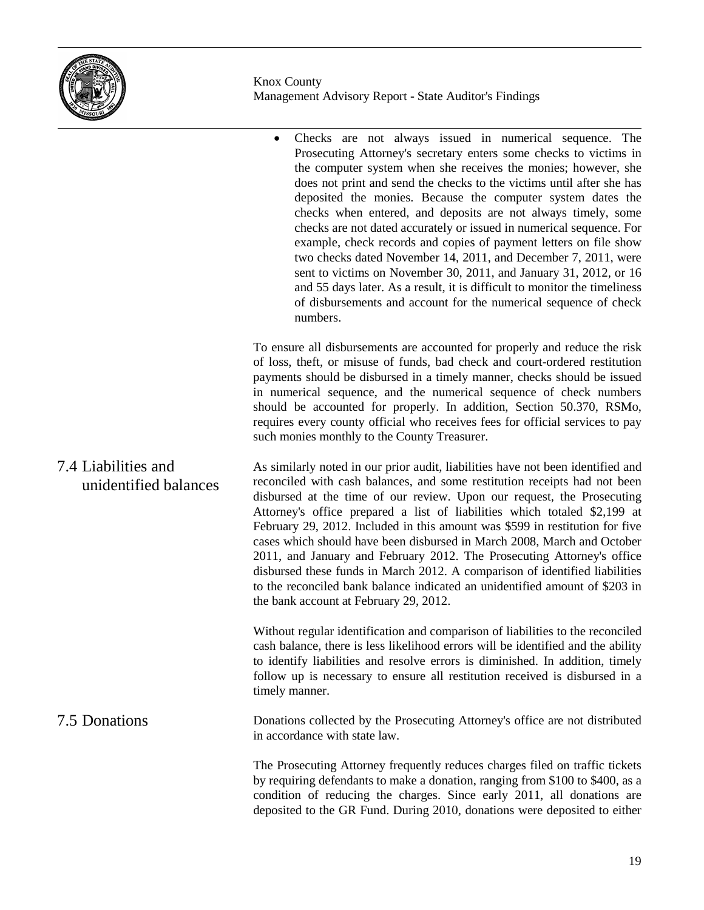- Checks are not always issued in numerical sequence. The Prosecuting Attorney's secretary enters some checks to victims in the computer system when she receives the monies; however, she does not print and send the checks to the victims until after she has deposited the monies. Because the computer system dates the checks when entered, and deposits are not always timely, some checks are not dated accurately or issued in numerical sequence. For example, check records and copies of payment letters on file show two checks dated November 14, 2011, and December 7, 2011, were sent to victims on November 30, 2011, and January 31, 2012, or 16 and 55 days later. As a result, it is difficult to monitor the timeliness of disbursements and account for the numerical sequence of check numbers.

To ensure all disbursements are accounted for properly and reduce the risk of loss, theft, or misuse of funds, bad check and court-ordered restitution payments should be disbursed in a timely manner, checks should be issued in numerical sequence, and the numerical sequence of check numbers should be accounted for properly. In addition, Section 50.370, RSMo, requires every county official who receives fees for official services to pay such monies monthly to the County Treasurer.

## 7.4 Liabilities and unidentified balances

As similarly noted in our prior audit, liabilities have not been identified and reconciled with cash balances, and some restitution receipts had not been disbursed at the time of our review. Upon our request, the Prosecuting Attorney's office prepared a list of liabilities which totaled $2,199 at February 29, 2012. Included in this amount was $599 in restitution for five cases which should have been disbursed in March 2008, March and October 2011, and January and February 2012. The Prosecuting Attorney's office disbursed these funds in March 2012. A comparison of identified liabilities to the reconciled bank balance indicated an unidentified amount of $203 in the bank account at February 29, 2012.

Without regular identification and comparison of liabilities to the reconciled cash balance, there is less likelihood errors will be identified and the ability to identify liabilities and resolve errors is diminished. In addition, timely follow up is necessary to ensure all restitution received is disbursed in a timely manner.

## 7.5 Donations

Donations collected by the Prosecuting Attorney's office are not distributed in accordance with state law.

The Prosecuting Attorney frequently reduces charges filed on traffic tickets by requiring defendants to make a donation, ranging from $100 to $400, as a condition of reducing the charges. Since early 2011, all donations are deposited to the GR Fund. During 2010, donations were deposited to either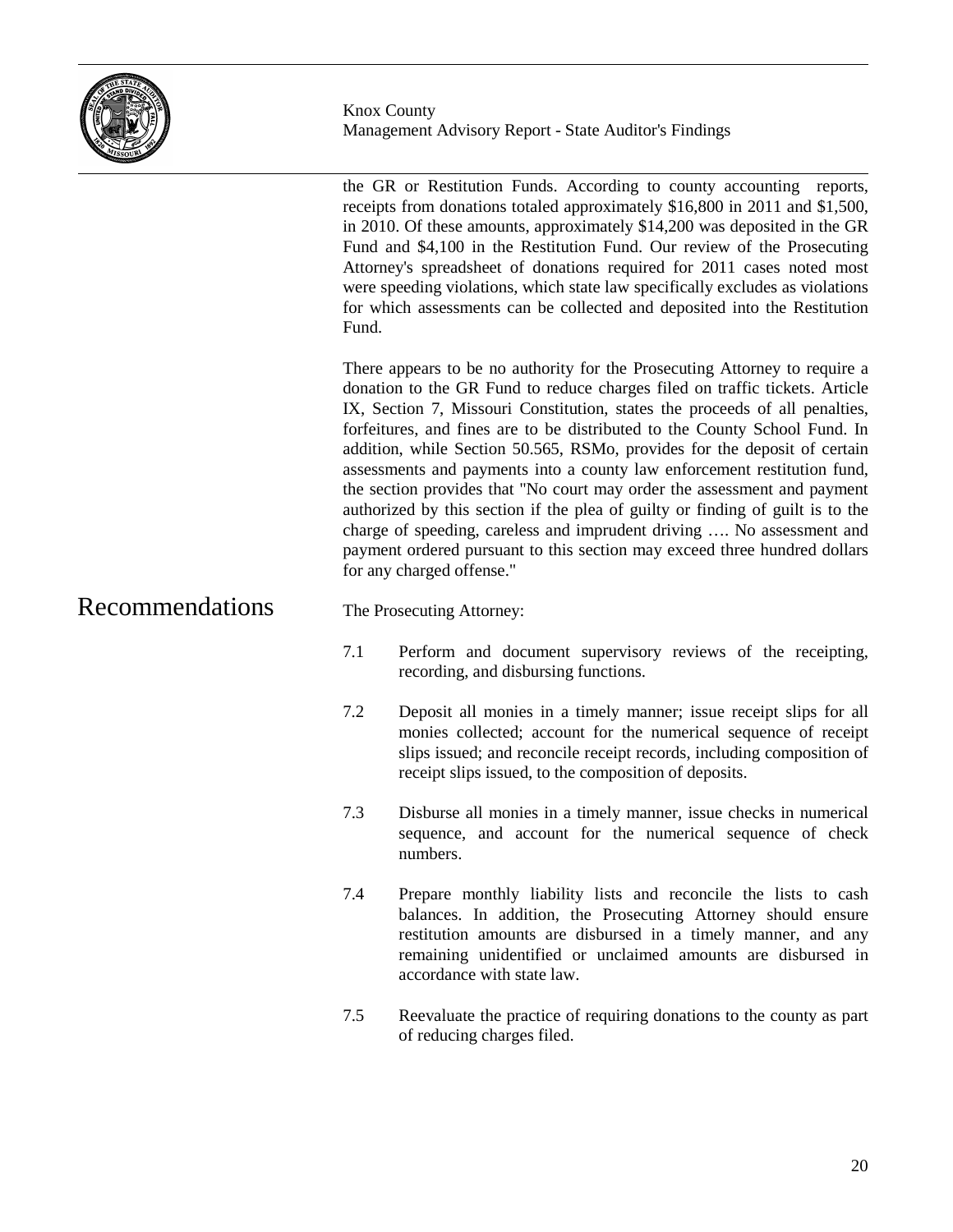the GR or Restitution Funds. According to county accounting reports, receipts from donations totaled approximately $16,800 in 2011 and $1,500, in 2010. Of these amounts, approximately $14,200 was deposited in the GR Fund and $4,100 in the Restitution Fund. Our review of the Prosecuting Attorney's spreadsheet of donations required for 2011 cases noted most were speeding violations, which state law specifically excludes as violations for which assessments can be collected and deposited into the Restitution Fund.

There appears to be no authority for the Prosecuting Attorney to require a donation to the GR Fund to reduce charges filed on traffic tickets. Article IX, Section 7, Missouri Constitution, states the proceeds of all penalties, forfeitures, and fines are to be distributed to the County School Fund. In addition, while Section 50.565, RSMo, provides for the deposit of certain assessments and payments into a county law enforcement restitution fund, the section provides that "No court may order the assessment and payment authorized by this section if the plea of guilty or finding of guilt is to the charge of speeding, careless and imprudent driving …. No assessment and payment ordered pursuant to this section may exceed three hundred dollars for any charged offense."

## Recommendations

The Prosecuting Attorney:

7.1 Perform and document supervisory reviews of the receipting, recording, and disbursing functions.

7.2 Deposit all monies in a timely manner; issue receipt slips for all monies collected; account for the numerical sequence of receipt slips issued; and reconcile receipt records, including composition of receipt slips issued, to the composition of deposits.

7.3 Disburse all monies in a timely manner, issue checks in numerical sequence, and account for the numerical sequence of check numbers.

7.4 Prepare monthly liability lists and reconcile the lists to cash balances. In addition, the Prosecuting Attorney should ensure restitution amounts are disbursed in a timely manner, and any remaining unidentified or unclaimed amounts are disbursed in accordance with state law.

7.5 Reevaluate the practice of requiring donations to the county as part of reducing charges filed.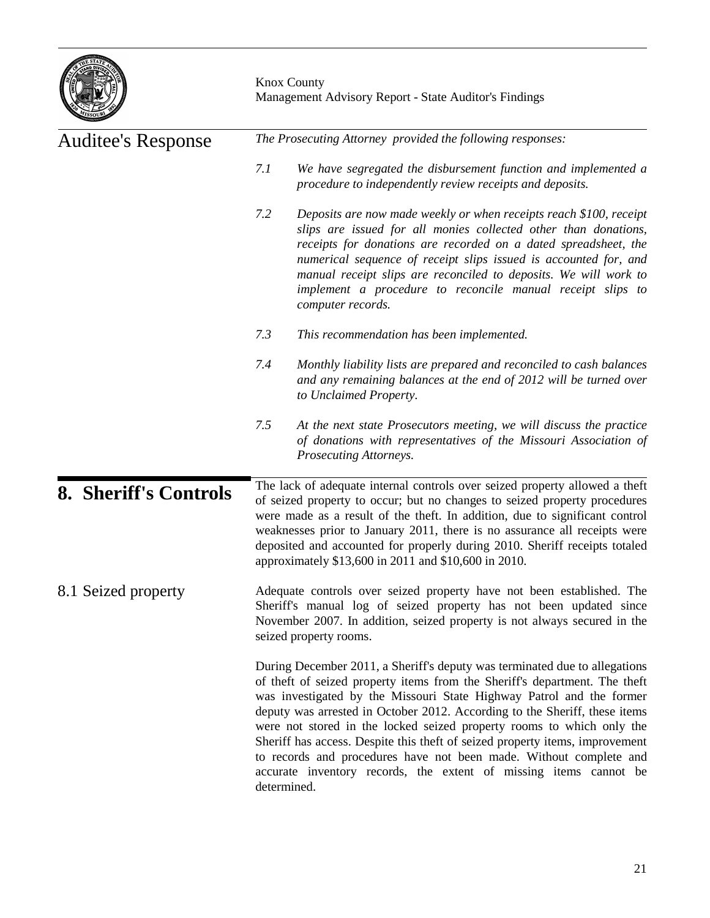## Auditee's Response

*The Prosecuting Attorney provided the following responses:*

*7.1 We have segregated the disbursement function and implemented a procedure to independently review receipts and deposits.*

*7.2 Deposits are now made weekly or when receipts reach $100, receipt slips are issued for all monies collected other than donations, receipts for donations are recorded on a dated spreadsheet, the numerical sequence of receipt slips issued is accounted for, and manual receipt slips are reconciled to deposits. We will work to implement a procedure to reconcile manual receipt slips to computer records.*

*7.3 This recommendation has been implemented.*

*7.4 Monthly liability lists are prepared and reconciled to cash balances and any remaining balances at the end of 2012 will be turned over to Unclaimed Property.*

*7.5 At the next state Prosecutors meeting, we will discuss the practice of donations with representatives of the Missouri Association of Prosecuting Attorneys.*

# 8. Sheriff's Controls

The lack of adequate internal controls over seized property allowed a theft of seized property to occur; but no changes to seized property procedures were made as a result of the theft. In addition, due to significant control weaknesses prior to January 2011, there is no assurance all receipts were deposited and accounted for properly during 2010. Sheriff receipts totaled approximately $13,600 in 2011 and $10,600 in 2010.

## 8.1 Seized property

Adequate controls over seized property have not been established. The Sheriff's manual log of seized property has not been updated since November 2007. In addition, seized property is not always secured in the seized property rooms.

During December 2011, a Sheriff's deputy was terminated due to allegations of theft of seized property items from the Sheriff's department. The theft was investigated by the Missouri State Highway Patrol and the former deputy was arrested in October 2012. According to the Sheriff, these items were not stored in the locked seized property rooms to which only the Sheriff has access. Despite this theft of seized property items, improvement to records and procedures have not been made. Without complete and accurate inventory records, the extent of missing items cannot be determined.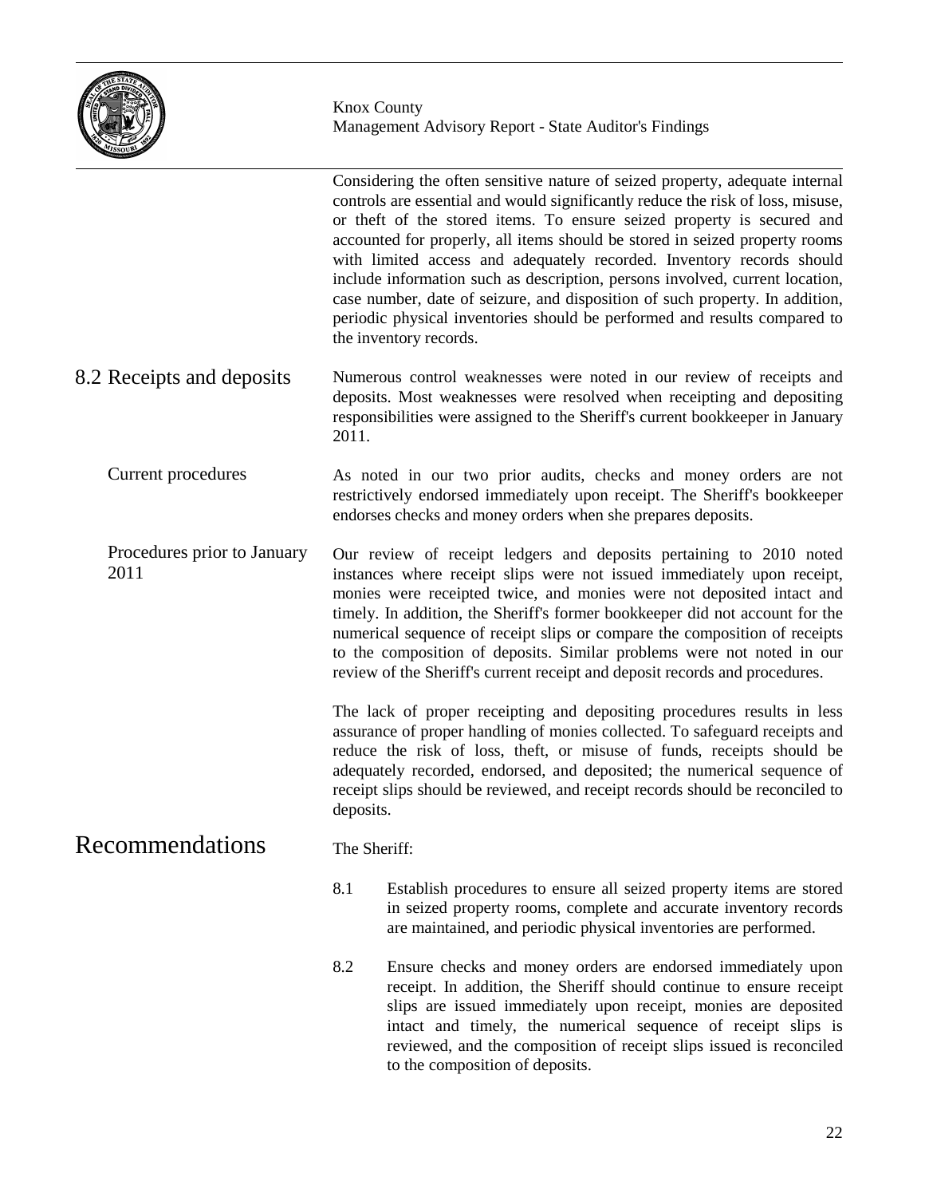Considering the often sensitive nature of seized property, adequate internal controls are essential and would significantly reduce the risk of loss, misuse, or theft of the stored items. To ensure seized property is secured and accounted for properly, all items should be stored in seized property rooms with limited access and adequately recorded. Inventory records should include information such as description, persons involved, current location, case number, date of seizure, and disposition of such property. In addition, periodic physical inventories should be performed and results compared to the inventory records.

## 8.2 Receipts and deposits

Numerous control weaknesses were noted in our review of receipts and deposits. Most weaknesses were resolved when receipting and depositing responsibilities were assigned to the Sheriff's current bookkeeper in January 2011.

### Current procedures

As noted in our two prior audits, checks and money orders are not restrictively endorsed immediately upon receipt. The Sheriff's bookkeeper endorses checks and money orders when she prepares deposits.

### Procedures prior to January 2011

Our review of receipt ledgers and deposits pertaining to 2010 noted instances where receipt slips were not issued immediately upon receipt, monies were receipted twice, and monies were not deposited intact and timely. In addition, the Sheriff's former bookkeeper did not account for the numerical sequence of receipt slips or compare the composition of receipts to the composition of deposits. Similar problems were not noted in our review of the Sheriff's current receipt and deposit records and procedures.

The lack of proper receipting and depositing procedures results in less assurance of proper handling of monies collected. To safeguard receipts and reduce the risk of loss, theft, or misuse of funds, receipts should be adequately recorded, endorsed, and deposited; the numerical sequence of receipt slips should be reviewed, and receipt records should be reconciled to deposits.

# Recommendations

The Sheriff:

8.1 Establish procedures to ensure all seized property items are stored in seized property rooms, complete and accurate inventory records are maintained, and periodic physical inventories are performed.

8.2 Ensure checks and money orders are endorsed immediately upon receipt. In addition, the Sheriff should continue to ensure receipt slips are issued immediately upon receipt, monies are deposited intact and timely, the numerical sequence of receipt slips is reviewed, and the composition of receipt slips issued is reconciled to the composition of deposits.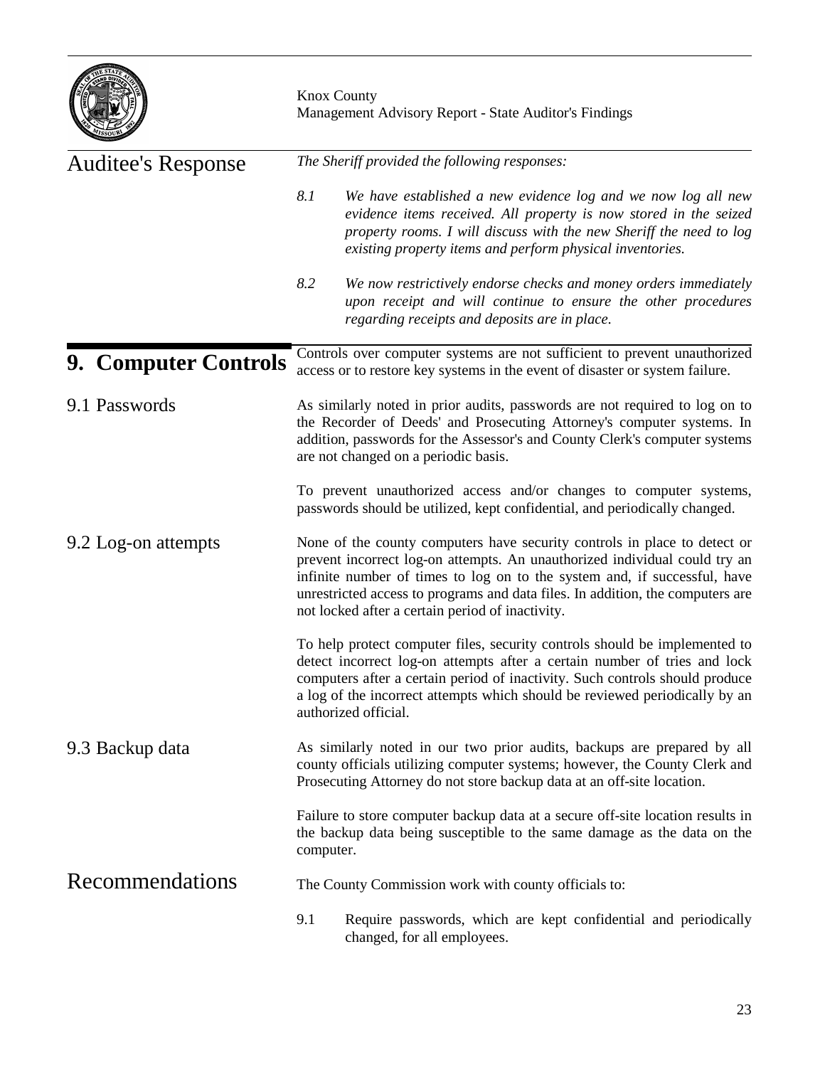### Auditee's Response

*The Sheriff provided the following responses:*

*8.1 We have established a new evidence log and we now log all new evidence items received. All property is now stored in the seized property rooms. I will discuss with the new Sheriff the need to log existing property items and perform physical inventories.*

*8.2 We now restrictively endorse checks and money orders immediately upon receipt and will continue to ensure the other procedures regarding receipts and deposits are in place.*

## 9. Computer Controls

Controls over computer systems are not sufficient to prevent unauthorized access or to restore key systems in the event of disaster or system failure.

### 9.1 Passwords

As similarly noted in prior audits, passwords are not required to log on to the Recorder of Deeds' and Prosecuting Attorney's computer systems. In addition, passwords for the Assessor's and County Clerk's computer systems are not changed on a periodic basis.

To prevent unauthorized access and/or changes to computer systems, passwords should be utilized, kept confidential, and periodically changed.

### 9.2 Log-on attempts

None of the county computers have security controls in place to detect or prevent incorrect log-on attempts. An unauthorized individual could try an infinite number of times to log on to the system and, if successful, have unrestricted access to programs and data files. In addition, the computers are not locked after a certain period of inactivity.

To help protect computer files, security controls should be implemented to detect incorrect log-on attempts after a certain number of tries and lock computers after a certain period of inactivity. Such controls should produce a log of the incorrect attempts which should be reviewed periodically by an authorized official.

### 9.3 Backup data

As similarly noted in our two prior audits, backups are prepared by all county officials utilizing computer systems; however, the County Clerk and Prosecuting Attorney do not store backup data at an off-site location.

Failure to store computer backup data at a secure off-site location results in the backup data being susceptible to the same damage as the data on the computer.

### Recommendations

The County Commission work with county officials to:

9.1 Require passwords, which are kept confidential and periodically changed, for all employees.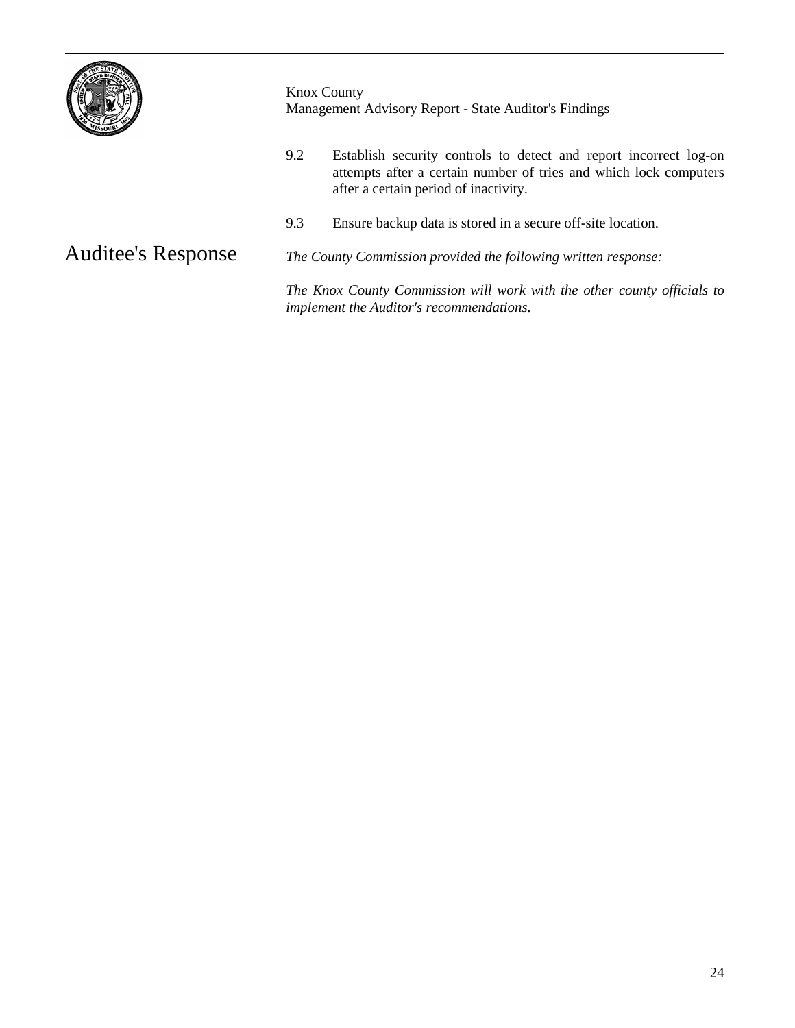9.2 Establish security controls to detect and report incorrect log-on attempts after a certain number of tries and which lock computers after a certain period of inactivity.

9.3 Ensure backup data is stored in a secure off-site location.

## Auditee's Response

*The County Commission provided the following written response:*

*The Knox County Commission will work with the other county officials to implement the Auditor's recommendations.*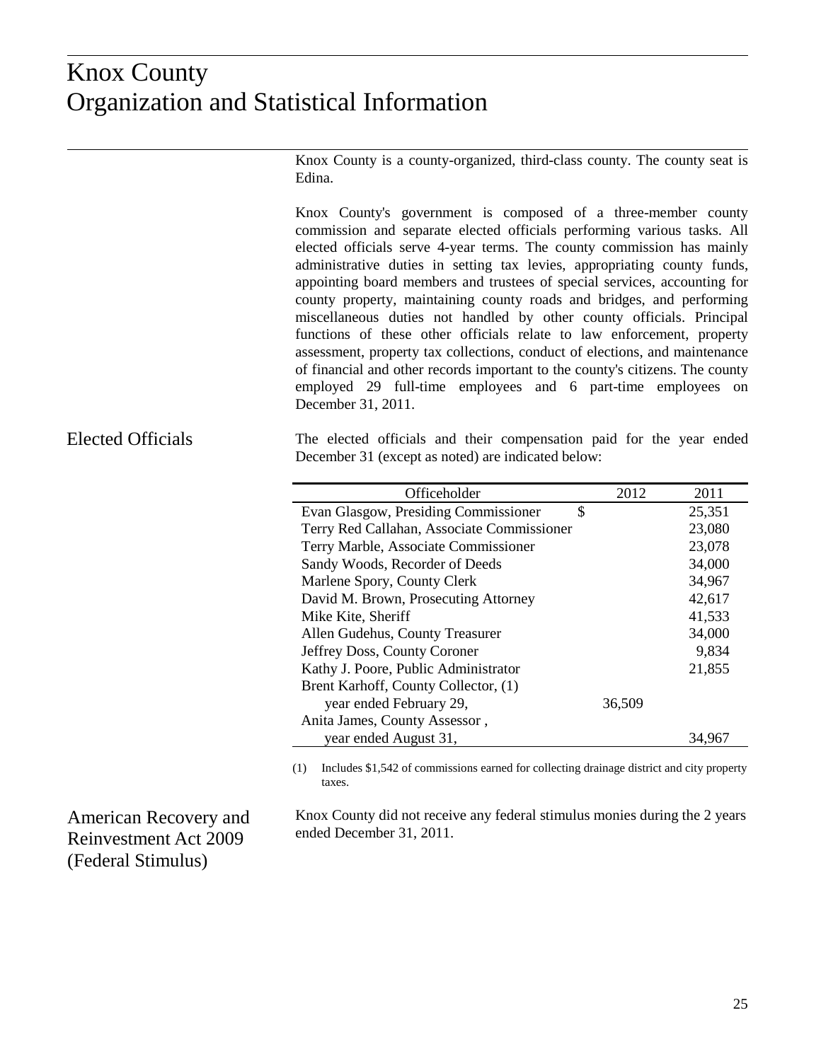# Knox County
# Organization and Statistical Information

Knox County is a county-organized, third-class county. The county seat is Edina.

Knox County's government is composed of a three-member county commission and separate elected officials performing various tasks. All elected officials serve 4-year terms. The county commission has mainly administrative duties in setting tax levies, appropriating county funds, appointing board members and trustees of special services, accounting for county property, maintaining county roads and bridges, and performing miscellaneous duties not handled by other county officials. Principal functions of these other officials relate to law enforcement, property assessment, property tax collections, conduct of elections, and maintenance of financial and other records important to the county's citizens. The county employed 29 full-time employees and 6 part-time employees on December 31, 2011.

## Elected Officials

The elected officials and their compensation paid for the year ended December 31 (except as noted) are indicated below:

| Officeholder | 2012 | 2011 |
|---|---|---|
| Evan Glasgow, Presiding Commissioner | $ | 25,351 |
| Terry Red Callahan, Associate Commissioner | | 23,080 |
| Terry Marble, Associate Commissioner | | 23,078 |
| Sandy Woods, Recorder of Deeds | | 34,000 |
| Marlene Spory, County Clerk | | 34,967 |
| David M. Brown, Prosecuting Attorney | | 42,617 |
| Mike Kite, Sheriff | | 41,533 |
| Allen Gudehus, County Treasurer | | 34,000 |
| Jeffrey Doss, County Coroner | | 9,834 |
| Kathy J. Poore, Public Administrator | | 21,855 |
| Brent Karhoff, County Collector, (1) | | |
| year ended February 29, | 36,509 | |
| Anita James, County Assessor , | | |
| year ended August 31, | | 34,967 |

(1) Includes $1,542 of commissions earned for collecting drainage district and city property taxes.

## American Recovery and Reinvestment Act 2009 (Federal Stimulus)

Knox County did not receive any federal stimulus monies during the 2 years ended December 31, 2011.